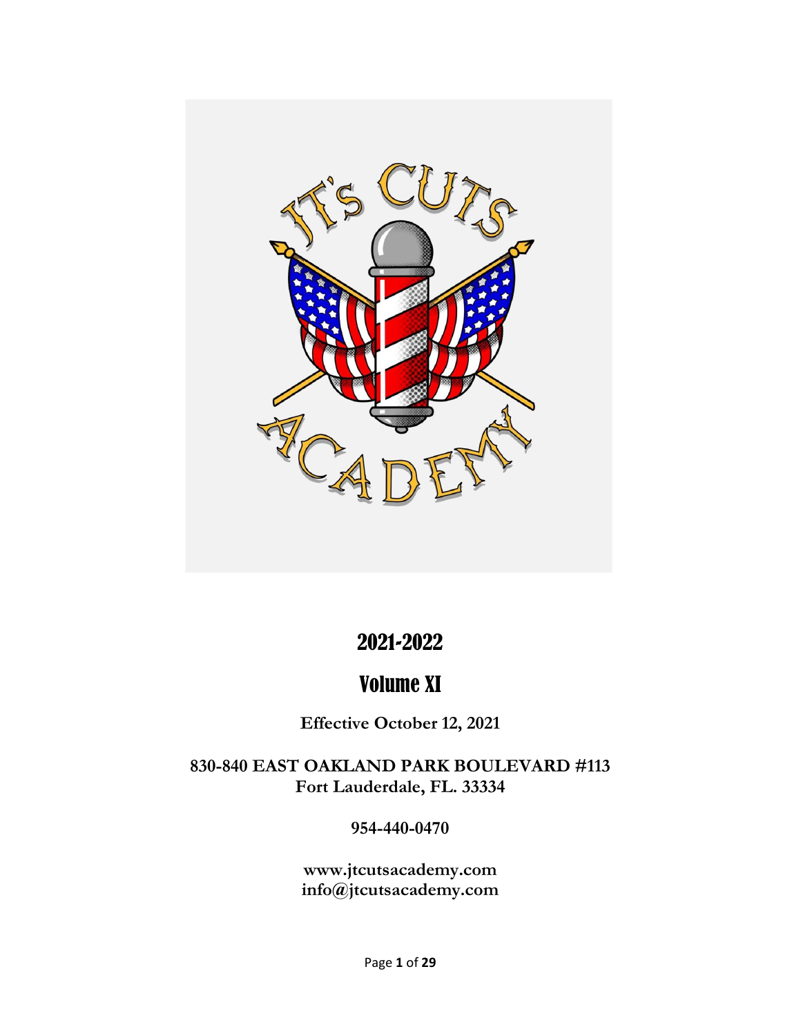# 2021-2022

## Volume XI

**Effective October 12, 2021**

**830-840 EAST OAKLAND PARK BOULEVARD #113**
**Fort Lauderdale, FL. 33334**

**954-440-0470**

**www.jtcutsacademy.com**
**info@jtcutsacademy.com**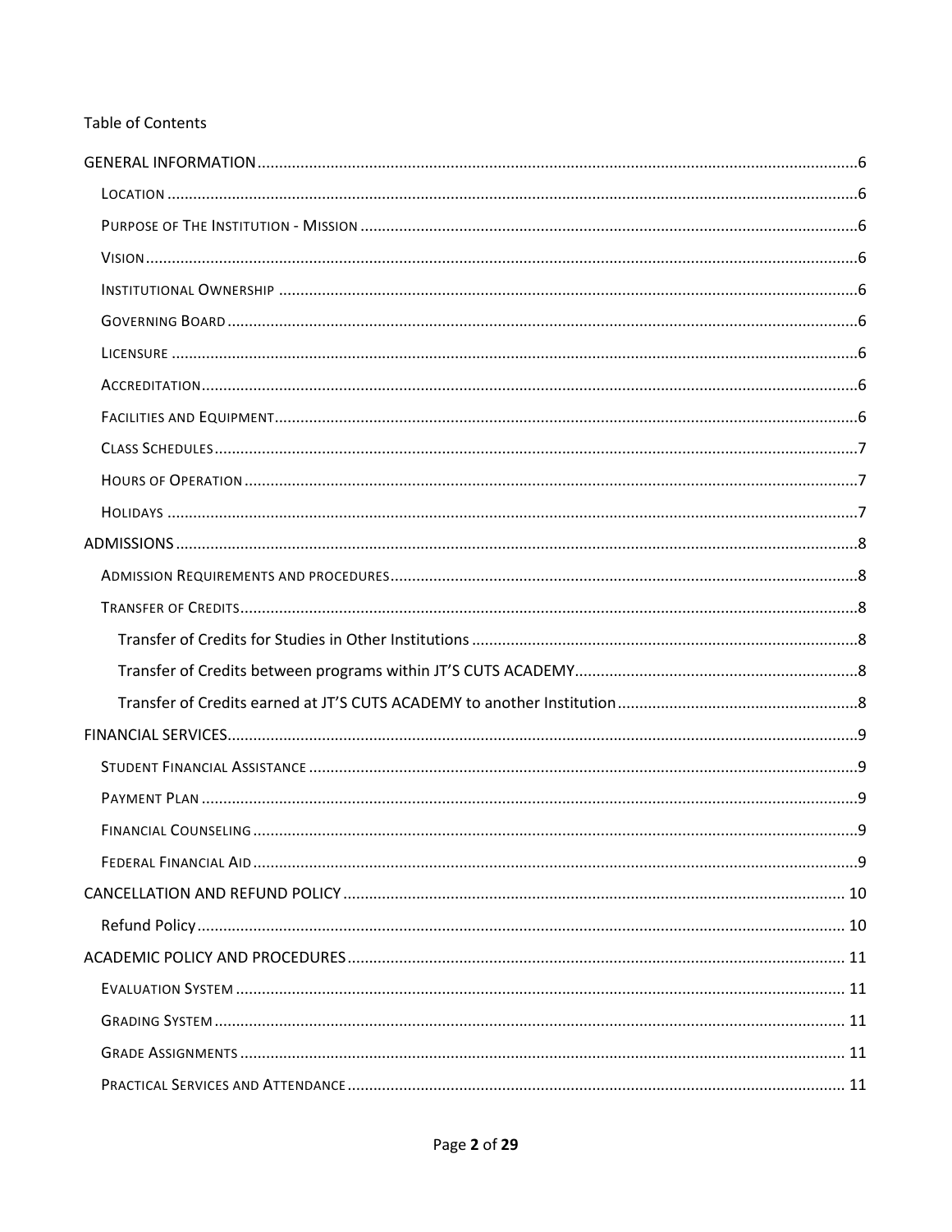Table of Contents

- GENERAL INFORMATION ........ 6
  - Location ........ 6
  - Purpose of The Institution - Mission ........ 6
  - Vision ........ 6
  - Institutional Ownership ........ 6
  - Governing Board ........ 6
  - Licensure ........ 6
  - Accreditation ........ 6
  - Facilities and Equipment ........ 6
  - Class Schedules ........ 7
  - Hours of Operation ........ 7
  - Holidays ........ 7
- ADMISSIONS ........ 8
  - Admission Requirements and procedures ........ 8
  - Transfer of Credits ........ 8
    - Transfer of Credits for Studies in Other Institutions ........ 8
    - Transfer of Credits between programs within JT'S CUTS ACADEMY ........ 8
    - Transfer of Credits earned at JT'S CUTS ACADEMY to another Institution ........ 8
- FINANCIAL SERVICES ........ 9
  - Student Financial Assistance ........ 9
  - Payment Plan ........ 9
  - Financial Counseling ........ 9
  - Federal Financial Aid ........ 9
- CANCELLATION AND REFUND POLICY ........ 10
  - Refund Policy ........ 10
- ACADEMIC POLICY AND PROCEDURES ........ 11
  - Evaluation System ........ 11
  - Grading System ........ 11
  - Grade Assignments ........ 11
  - Practical Services and Attendance ........ 11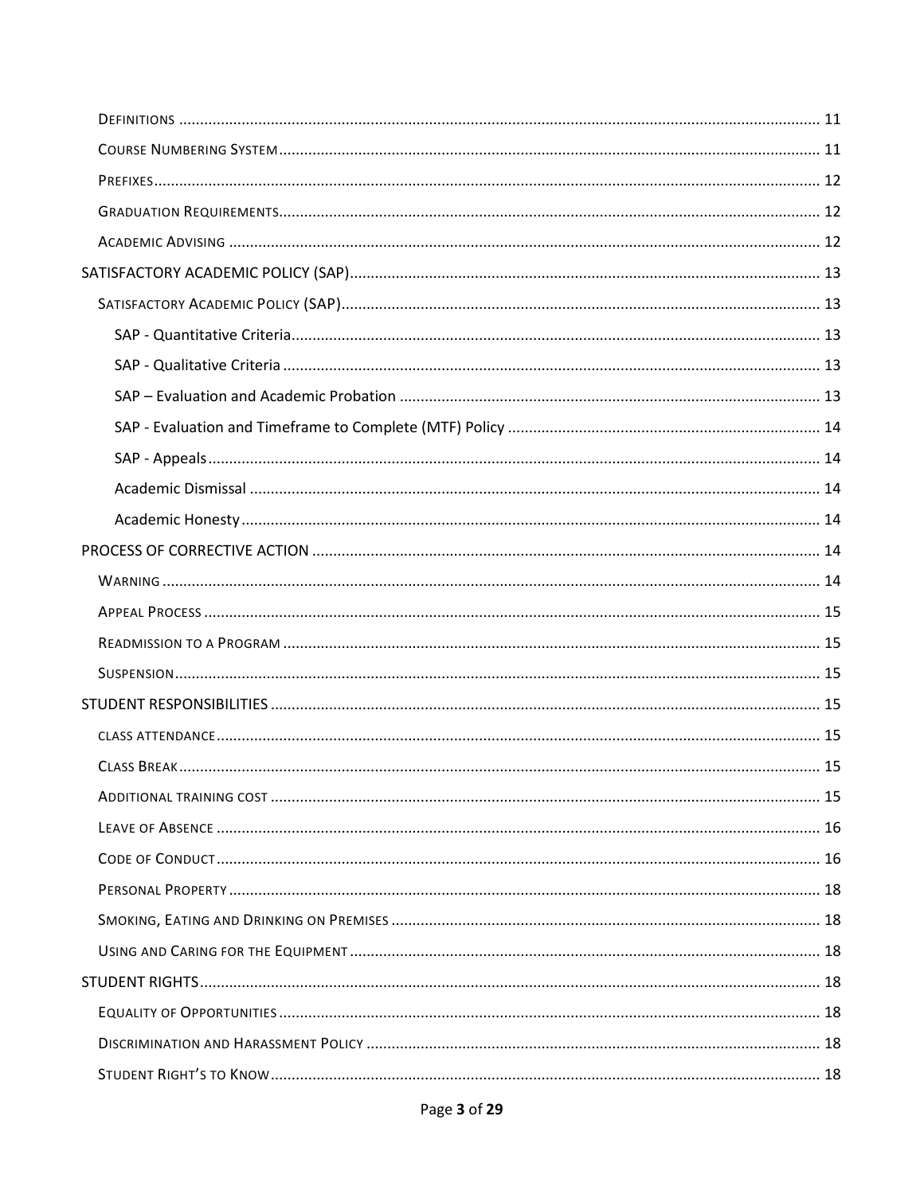- Definitions ........ 11
- Course Numbering System ........ 11
- Prefixes ........ 12
- Graduation Requirements ........ 12
- Academic Advising ........ 12

SATISFACTORY ACADEMIC POLICY (SAP) ........ 13

- Satisfactory Academic Policy (SAP) ........ 13
  - SAP - Quantitative Criteria ........ 13
  - SAP - Qualitative Criteria ........ 13
  - SAP – Evaluation and Academic Probation ........ 13
  - SAP - Evaluation and Timeframe to Complete (MTF) Policy ........ 14
  - SAP - Appeals ........ 14
  - Academic Dismissal ........ 14
  - Academic Honesty ........ 14

PROCESS OF CORRECTIVE ACTION ........ 14

- Warning ........ 14
- Appeal Process ........ 15
- Readmission to a Program ........ 15
- Suspension ........ 15

STUDENT RESPONSIBILITIES ........ 15

- class attendance ........ 15
- Class Break ........ 15
- Additional training cost ........ 15
- Leave of Absence ........ 16
- Code of Conduct ........ 16
- Personal Property ........ 18
- Smoking, Eating and Drinking on Premises ........ 18
- Using and Caring for the Equipment ........ 18

STUDENT RIGHTS ........ 18

- Equality of Opportunities ........ 18
- Discrimination and Harassment Policy ........ 18
- Student Right's to Know ........ 18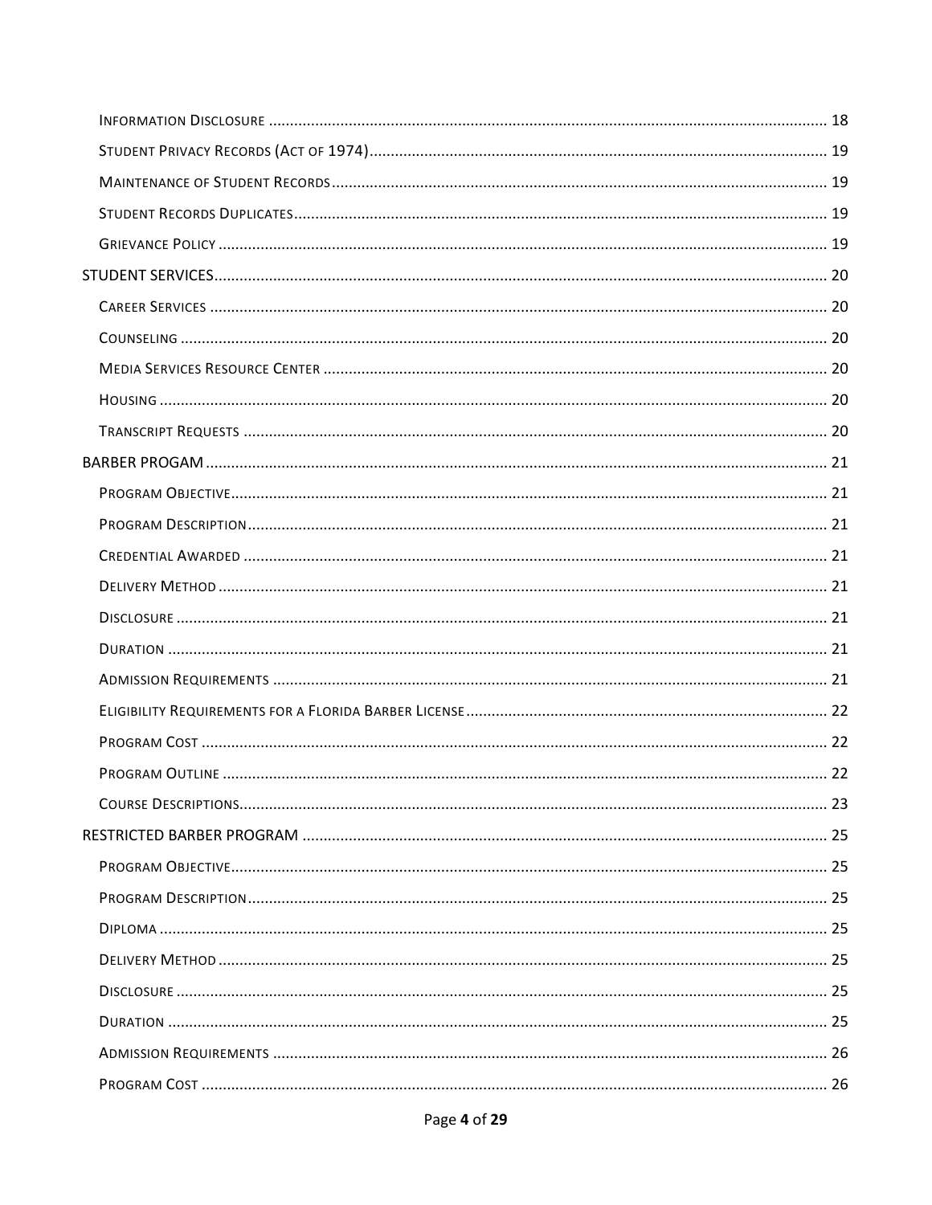Information Disclosure .................................................................................................................................... 18

Student Privacy Records (Act of 1974)............................................................................................ 19

Maintenance of Student Records.................................................................................................... 19

Student Records Duplicates............................................................................................................. 19

Grievance Policy ............................................................................................................................... 19

STUDENT SERVICES................................................................................................................................ 20

Career Services ................................................................................................................................. 20

Counseling ........................................................................................................................................ 20

Media Services Resource Center ...................................................................................................... 20

Housing ............................................................................................................................................. 20

Transcript Requests ......................................................................................................................... 20

BARBER PROGAM ................................................................................................................................. 21

Program Objective............................................................................................................................ 21

Program Description........................................................................................................................ 21

Credential Awarded ......................................................................................................................... 21

Delivery Method ............................................................................................................................... 21

Disclosure ......................................................................................................................................... 21

Duration ........................................................................................................................................... 21

Admission Requirements .................................................................................................................. 21

Eligibility Requirements for a Florida Barber License..................................................................... 22

Program Cost .................................................................................................................................... 22

Program Outline ............................................................................................................................... 22

Course Descriptions.......................................................................................................................... 23

RESTRICTED BARBER PROGRAM ........................................................................................................... 25

Program Objective............................................................................................................................ 25

Program Description........................................................................................................................ 25

Diploma ............................................................................................................................................. 25

Delivery Method ............................................................................................................................... 25

Disclosure ......................................................................................................................................... 25

Duration ........................................................................................................................................... 25

Admission Requirements .................................................................................................................. 26

Program Cost .................................................................................................................................... 26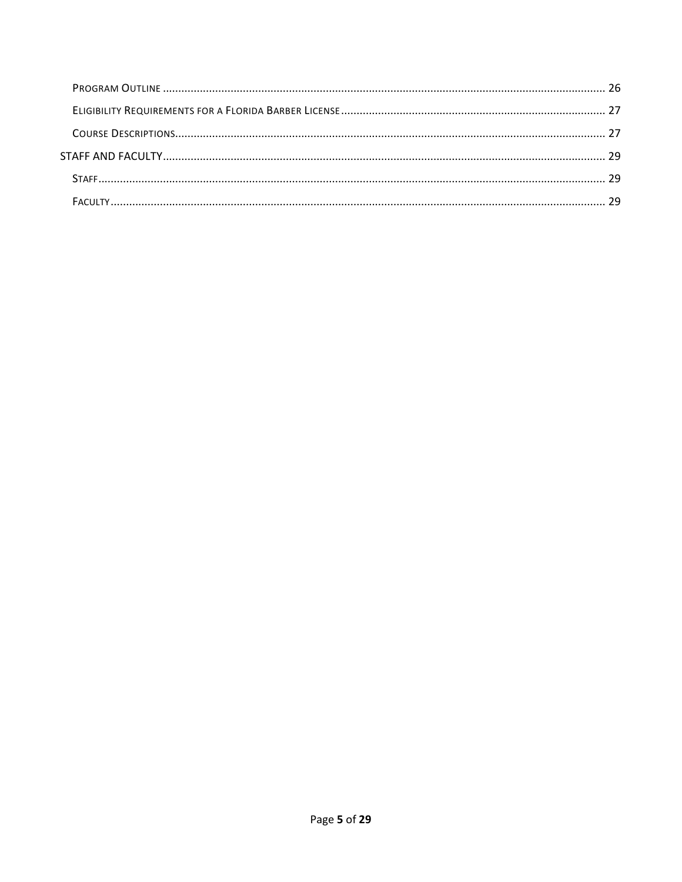Program Outline ................................................................................................................................ 26

Eligibility Requirements for a Florida Barber License ..................................................................................... 27

Course Descriptions.......................................................................................................................................... 27

STAFF AND FACULTY ........................................................................................................................................ 29

Staff ................................................................................................................................................................. 29

Faculty ............................................................................................................................................................. 29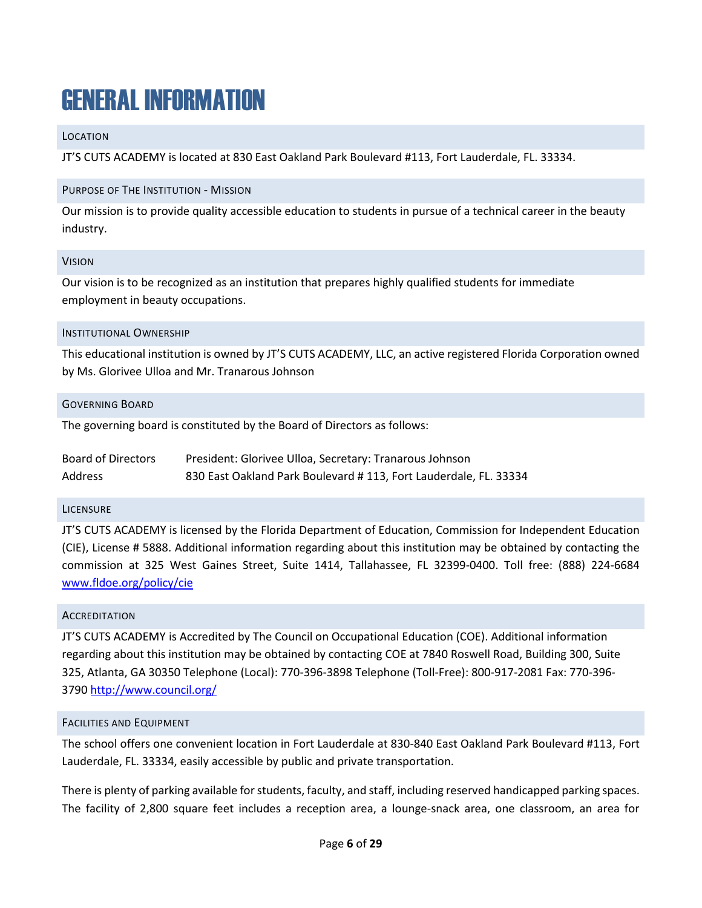# GENERAL INFORMATION

## LOCATION

JT'S CUTS ACADEMY is located at 830 East Oakland Park Boulevard #113, Fort Lauderdale, FL. 33334.

## PURPOSE OF THE INSTITUTION - MISSION

Our mission is to provide quality accessible education to students in pursue of a technical career in the beauty industry.

## VISION

Our vision is to be recognized as an institution that prepares highly qualified students for immediate employment in beauty occupations.

## INSTITUTIONAL OWNERSHIP

This educational institution is owned by JT'S CUTS ACADEMY, LLC, an active registered Florida Corporation owned by Ms. Glorivee Ulloa and Mr. Tranarous Johnson

## GOVERNING BOARD

The governing board is constituted by the Board of Directors as follows:

| | |
|---|---|
| Board of Directors | President: Glorivee Ulloa, Secretary: Tranarous Johnson |
| Address | 830 East Oakland Park Boulevard # 113, Fort Lauderdale, FL. 33334 |

## LICENSURE

JT'S CUTS ACADEMY is licensed by the Florida Department of Education, Commission for Independent Education (CIE), License # 5888. Additional information regarding about this institution may be obtained by contacting the commission at 325 West Gaines Street, Suite 1414, Tallahassee, FL 32399-0400. Toll free: (888) 224-6684 [www.fldoe.org/policy/cie](www.fldoe.org/policy/cie)

## ACCREDITATION

JT'S CUTS ACADEMY is Accredited by The Council on Occupational Education (COE). Additional information regarding about this institution may be obtained by contacting COE at 7840 Roswell Road, Building 300, Suite 325, Atlanta, GA 30350 Telephone (Local): 770-396-3898 Telephone (Toll-Free): 800-917-2081 Fax: 770-396-3790 [http://www.council.org/](http://www.council.org/)

## FACILITIES AND EQUIPMENT

The school offers one convenient location in Fort Lauderdale at 830-840 East Oakland Park Boulevard #113, Fort Lauderdale, FL. 33334, easily accessible by public and private transportation.

There is plenty of parking available for students, faculty, and staff, including reserved handicapped parking spaces. The facility of 2,800 square feet includes a reception area, a lounge-snack area, one classroom, an area for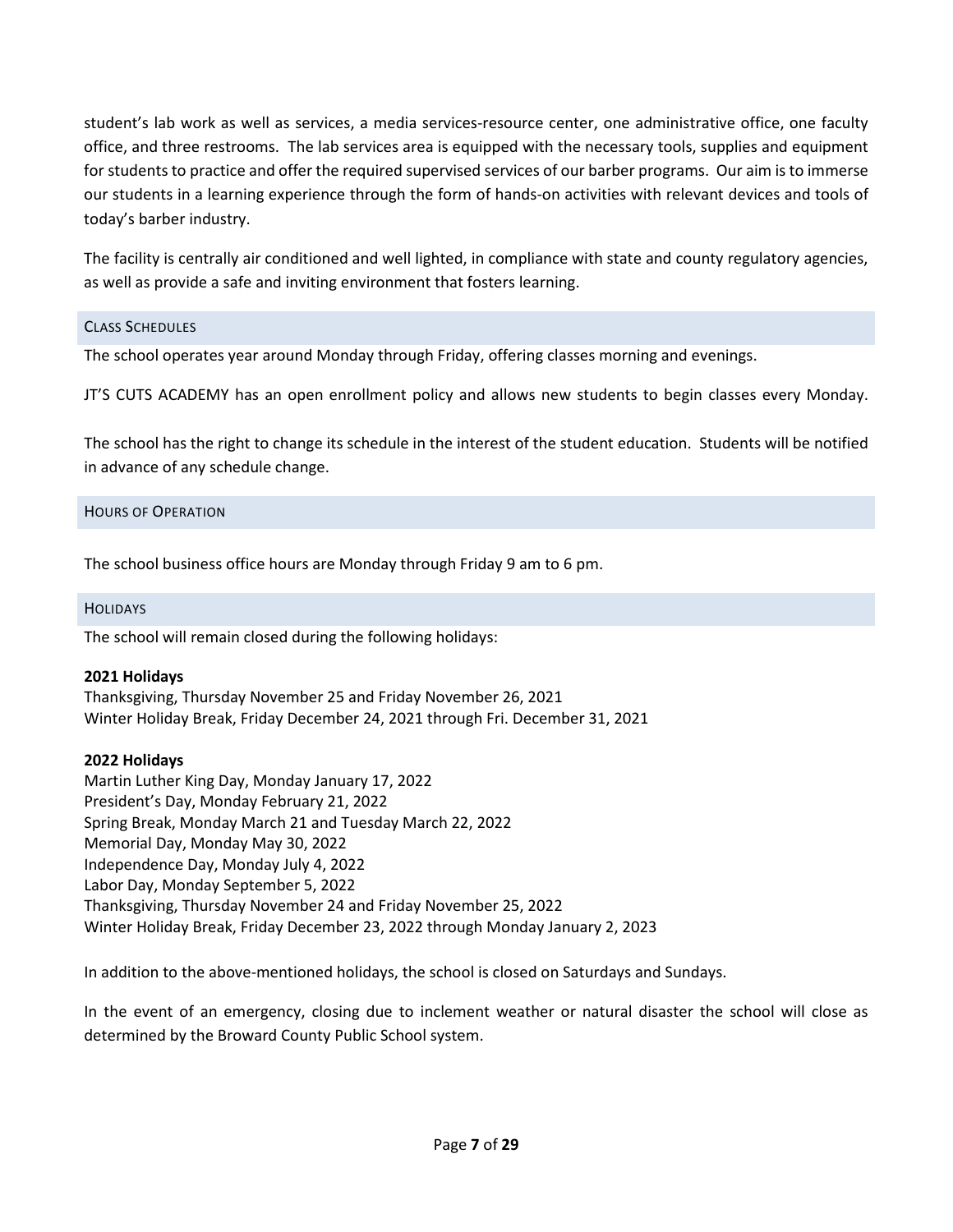student's lab work as well as services, a media services-resource center, one administrative office, one faculty office, and three restrooms. The lab services area is equipped with the necessary tools, supplies and equipment for students to practice and offer the required supervised services of our barber programs. Our aim is to immerse our students in a learning experience through the form of hands-on activities with relevant devices and tools of today's barber industry.

The facility is centrally air conditioned and well lighted, in compliance with state and county regulatory agencies, as well as provide a safe and inviting environment that fosters learning.

## CLASS SCHEDULES

The school operates year around Monday through Friday, offering classes morning and evenings.

JT'S CUTS ACADEMY has an open enrollment policy and allows new students to begin classes every Monday.

The school has the right to change its schedule in the interest of the student education. Students will be notified in advance of any schedule change.

## HOURS OF OPERATION

The school business office hours are Monday through Friday 9 am to 6 pm.

## HOLIDAYS

The school will remain closed during the following holidays:

**2021 Holidays**
Thanksgiving, Thursday November 25 and Friday November 26, 2021
Winter Holiday Break, Friday December 24, 2021 through Fri. December 31, 2021

**2022 Holidays**
Martin Luther King Day, Monday January 17, 2022
President's Day, Monday February 21, 2022
Spring Break, Monday March 21 and Tuesday March 22, 2022
Memorial Day, Monday May 30, 2022
Independence Day, Monday July 4, 2022
Labor Day, Monday September 5, 2022
Thanksgiving, Thursday November 24 and Friday November 25, 2022
Winter Holiday Break, Friday December 23, 2022 through Monday January 2, 2023

In addition to the above-mentioned holidays, the school is closed on Saturdays and Sundays.

In the event of an emergency, closing due to inclement weather or natural disaster the school will close as determined by the Broward County Public School system.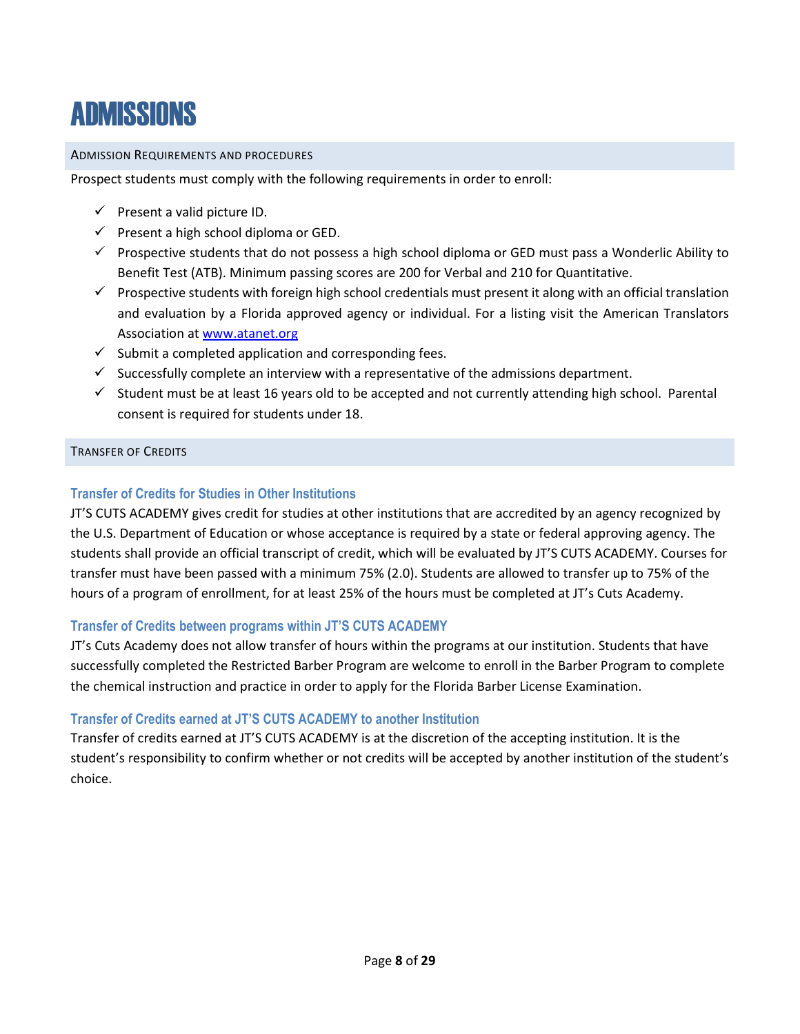# ADMISSIONS

## Admission Requirements and Procedures

Prospect students must comply with the following requirements in order to enroll:

- ✓ Present a valid picture ID.
- ✓ Present a high school diploma or GED.
- ✓ Prospective students that do not possess a high school diploma or GED must pass a Wonderlic Ability to Benefit Test (ATB). Minimum passing scores are 200 for Verbal and 210 for Quantitative.
- ✓ Prospective students with foreign high school credentials must present it along with an official translation and evaluation by a Florida approved agency or individual. For a listing visit the American Translators Association at www.atanet.org
- ✓ Submit a completed application and corresponding fees.
- ✓ Successfully complete an interview with a representative of the admissions department.
- ✓ Student must be at least 16 years old to be accepted and not currently attending high school. Parental consent is required for students under 18.

## Transfer of Credits

### Transfer of Credits for Studies in Other Institutions

JT'S CUTS ACADEMY gives credit for studies at other institutions that are accredited by an agency recognized by the U.S. Department of Education or whose acceptance is required by a state or federal approving agency. The students shall provide an official transcript of credit, which will be evaluated by JT'S CUTS ACADEMY. Courses for transfer must have been passed with a minimum 75% (2.0). Students are allowed to transfer up to 75% of the hours of a program of enrollment, for at least 25% of the hours must be completed at JT's Cuts Academy.

### Transfer of Credits between programs within JT'S CUTS ACADEMY

JT's Cuts Academy does not allow transfer of hours within the programs at our institution. Students that have successfully completed the Restricted Barber Program are welcome to enroll in the Barber Program to complete the chemical instruction and practice in order to apply for the Florida Barber License Examination.

### Transfer of Credits earned at JT'S CUTS ACADEMY to another Institution

Transfer of credits earned at JT'S CUTS ACADEMY is at the discretion of the accepting institution. It is the student's responsibility to confirm whether or not credits will be accepted by another institution of the student's choice.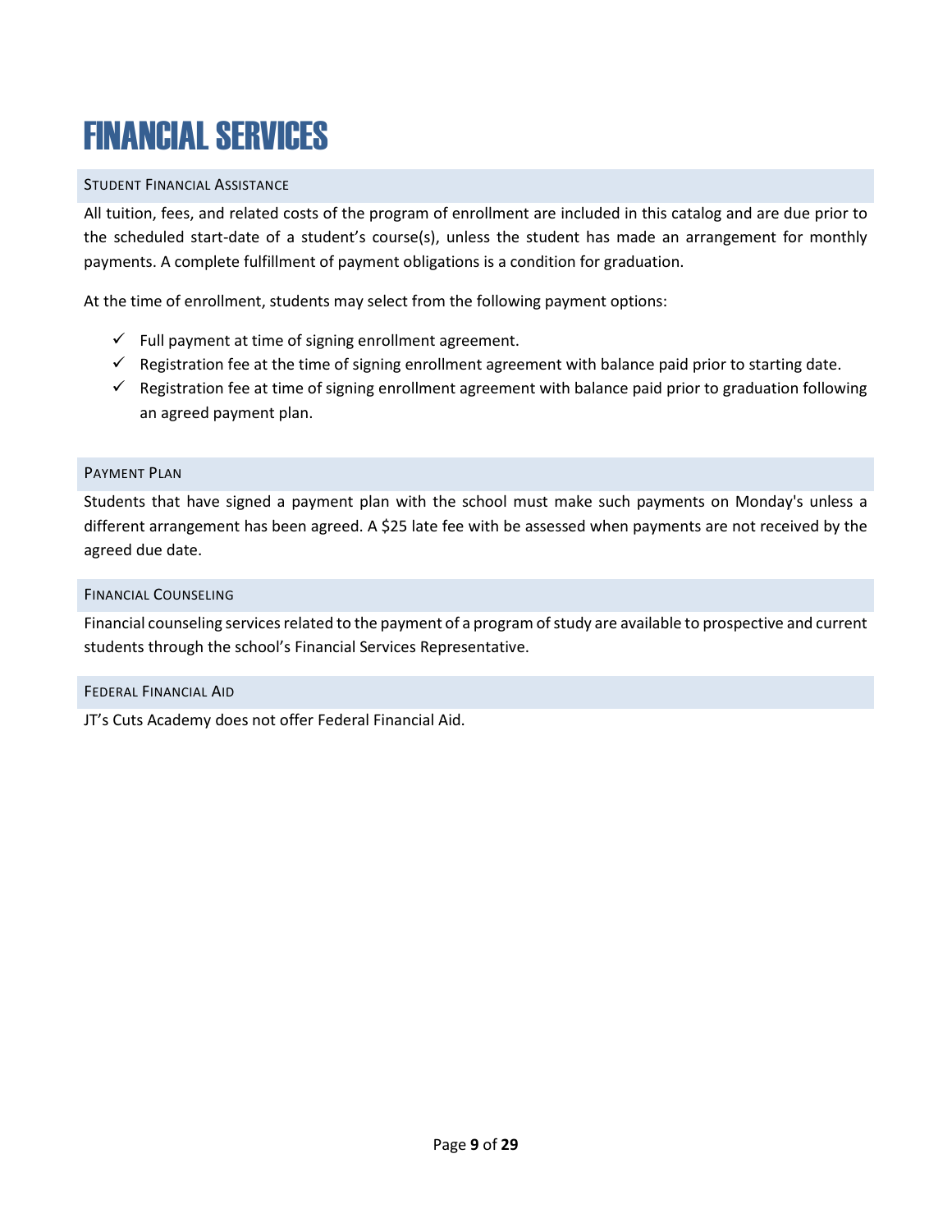# FINANCIAL SERVICES

## Student Financial Assistance

All tuition, fees, and related costs of the program of enrollment are included in this catalog and are due prior to the scheduled start-date of a student's course(s), unless the student has made an arrangement for monthly payments. A complete fulfillment of payment obligations is a condition for graduation.

At the time of enrollment, students may select from the following payment options:

- ✓ Full payment at time of signing enrollment agreement.
- ✓ Registration fee at the time of signing enrollment agreement with balance paid prior to starting date.
- ✓ Registration fee at time of signing enrollment agreement with balance paid prior to graduation following an agreed payment plan.

## Payment Plan

Students that have signed a payment plan with the school must make such payments on Monday's unless a different arrangement has been agreed. A $25 late fee with be assessed when payments are not received by the agreed due date.

## Financial Counseling

Financial counseling services related to the payment of a program of study are available to prospective and current students through the school's Financial Services Representative.

## Federal Financial Aid

JT's Cuts Academy does not offer Federal Financial Aid.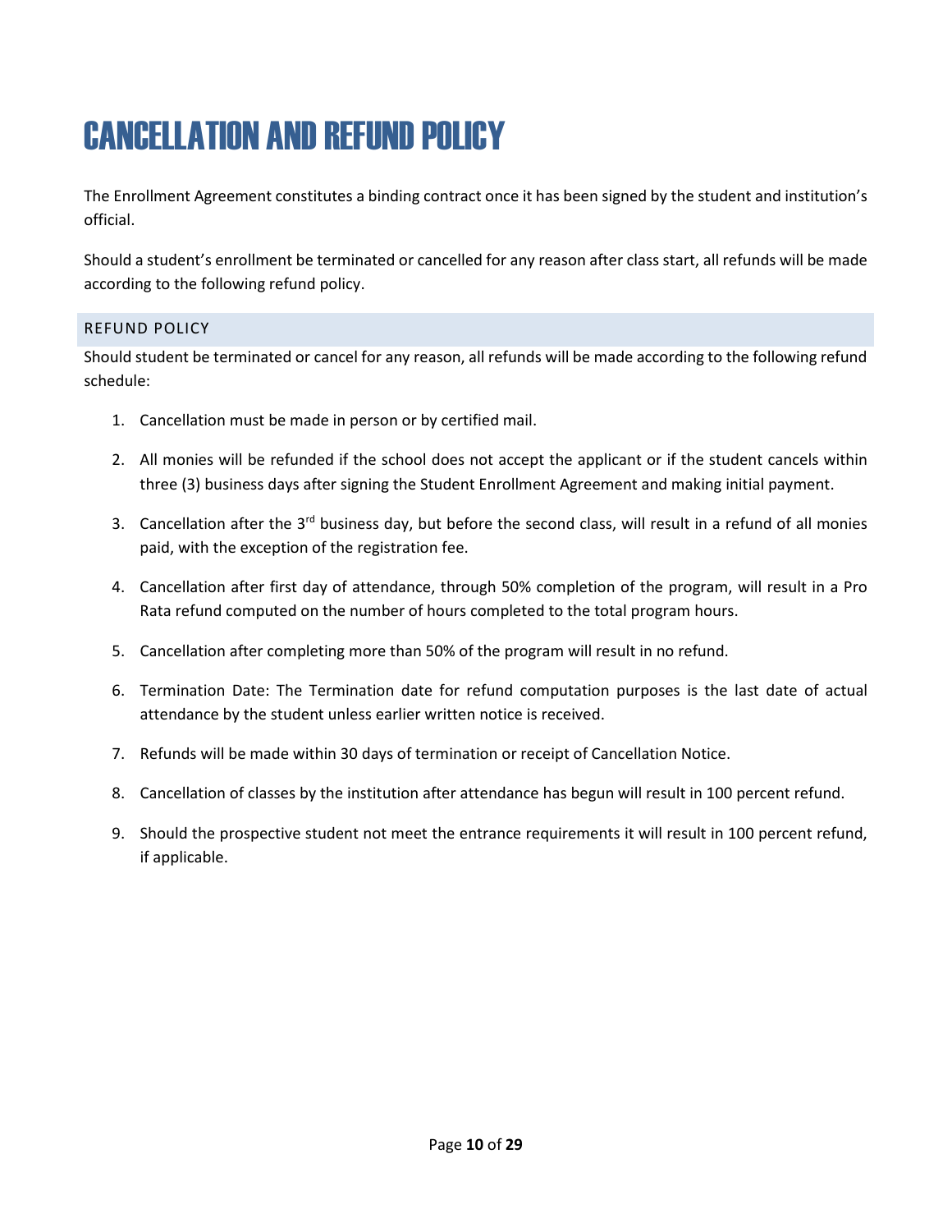# CANCELLATION AND REFUND POLICY

The Enrollment Agreement constitutes a binding contract once it has been signed by the student and institution's official.

Should a student's enrollment be terminated or cancelled for any reason after class start, all refunds will be made according to the following refund policy.

## REFUND POLICY

Should student be terminated or cancel for any reason, all refunds will be made according to the following refund schedule:

1. Cancellation must be made in person or by certified mail.
2. All monies will be refunded if the school does not accept the applicant or if the student cancels within three (3) business days after signing the Student Enrollment Agreement and making initial payment.
3. Cancellation after the 3rd business day, but before the second class, will result in a refund of all monies paid, with the exception of the registration fee.
4. Cancellation after first day of attendance, through 50% completion of the program, will result in a Pro Rata refund computed on the number of hours completed to the total program hours.
5. Cancellation after completing more than 50% of the program will result in no refund.
6. Termination Date: The Termination date for refund computation purposes is the last date of actual attendance by the student unless earlier written notice is received.
7. Refunds will be made within 30 days of termination or receipt of Cancellation Notice.
8. Cancellation of classes by the institution after attendance has begun will result in 100 percent refund.
9. Should the prospective student not meet the entrance requirements it will result in 100 percent refund, if applicable.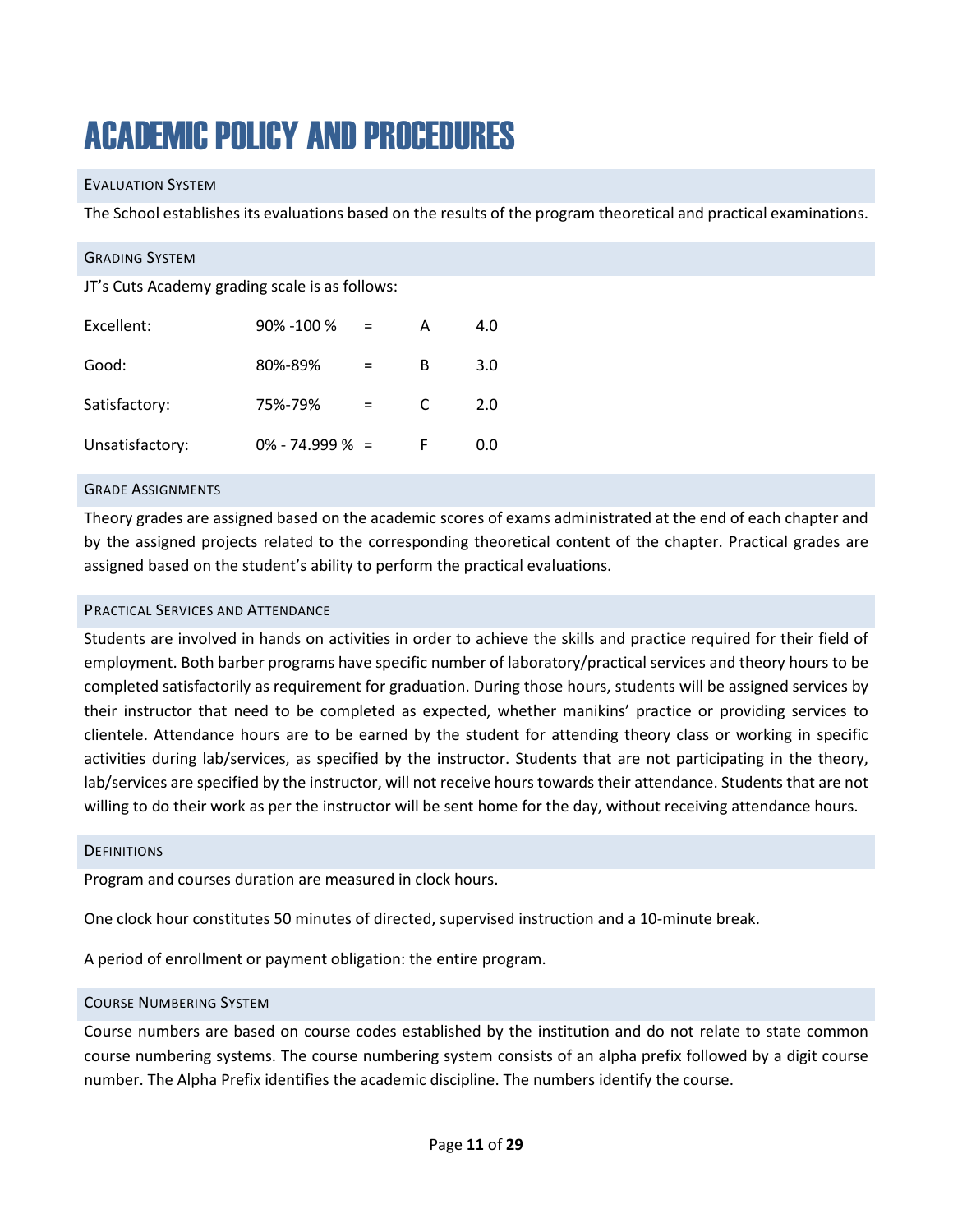# ACADEMIC POLICY AND PROCEDURES

## Evaluation System

The School establishes its evaluations based on the results of the program theoretical and practical examinations.

## Grading System

JT's Cuts Academy grading scale is as follows:

| | | | | |
|---|---|---|---|---|
| Excellent: | 90% -100 % | = | A | 4.0 |
| Good: | 80%-89% | = | B | 3.0 |
| Satisfactory: | 75%-79% | = | C | 2.0 |
| Unsatisfactory: | 0% - 74.999 % | = | F | 0.0 |

## Grade Assignments

Theory grades are assigned based on the academic scores of exams administrated at the end of each chapter and by the assigned projects related to the corresponding theoretical content of the chapter. Practical grades are assigned based on the student's ability to perform the practical evaluations.

## Practical Services and Attendance

Students are involved in hands on activities in order to achieve the skills and practice required for their field of employment. Both barber programs have specific number of laboratory/practical services and theory hours to be completed satisfactorily as requirement for graduation. During those hours, students will be assigned services by their instructor that need to be completed as expected, whether manikins' practice or providing services to clientele. Attendance hours are to be earned by the student for attending theory class or working in specific activities during lab/services, as specified by the instructor. Students that are not participating in the theory, lab/services are specified by the instructor, will not receive hours towards their attendance. Students that are not willing to do their work as per the instructor will be sent home for the day, without receiving attendance hours.

## Definitions

Program and courses duration are measured in clock hours.

One clock hour constitutes 50 minutes of directed, supervised instruction and a 10-minute break.

A period of enrollment or payment obligation: the entire program.

## Course Numbering System

Course numbers are based on course codes established by the institution and do not relate to state common course numbering systems. The course numbering system consists of an alpha prefix followed by a digit course number. The Alpha Prefix identifies the academic discipline. The numbers identify the course.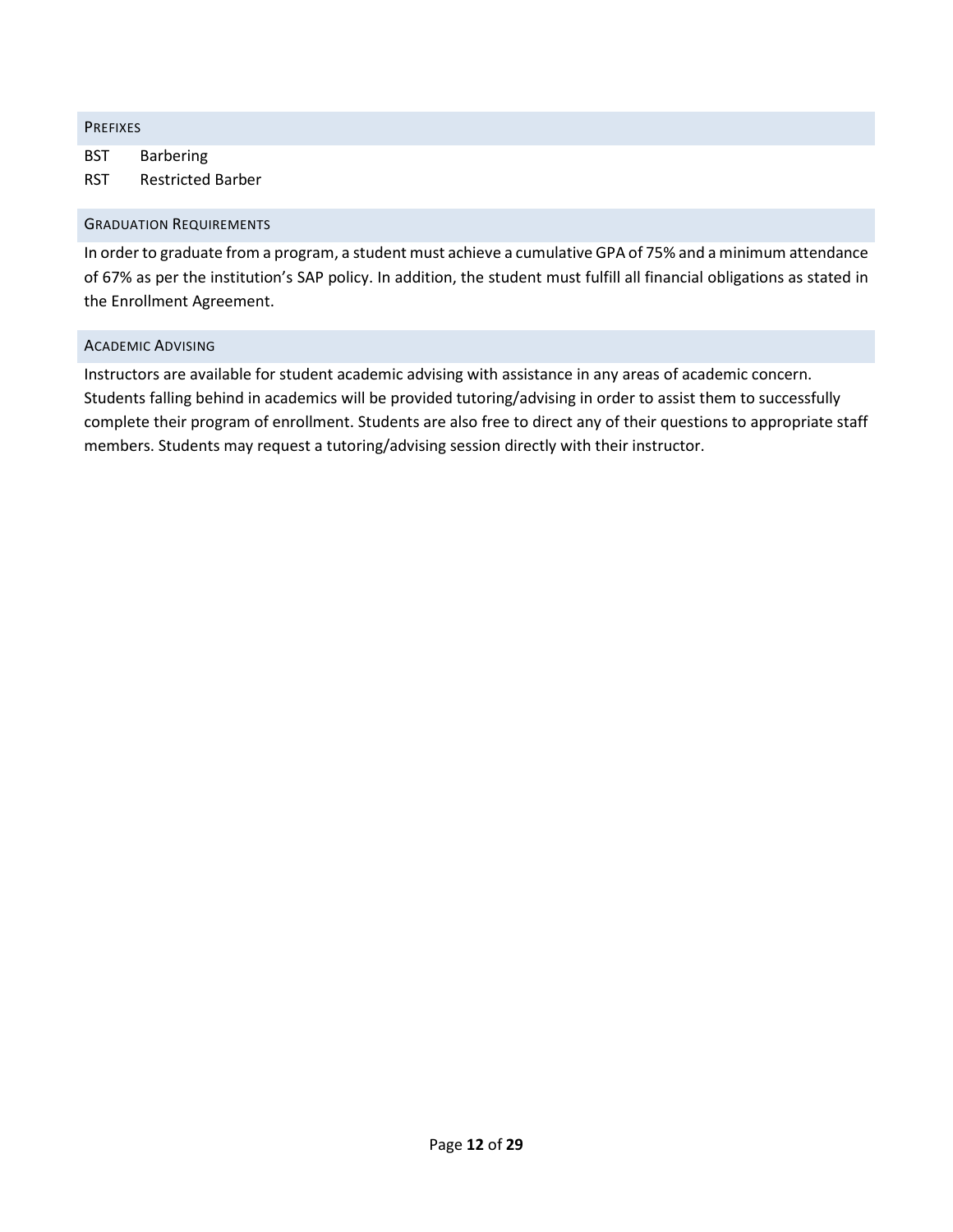## Prefixes

BST Barbering

RST Restricted Barber

## Graduation Requirements

In order to graduate from a program, a student must achieve a cumulative GPA of 75% and a minimum attendance of 67% as per the institution's SAP policy. In addition, the student must fulfill all financial obligations as stated in the Enrollment Agreement.

## Academic Advising

Instructors are available for student academic advising with assistance in any areas of academic concern. Students falling behind in academics will be provided tutoring/advising in order to assist them to successfully complete their program of enrollment. Students are also free to direct any of their questions to appropriate staff members. Students may request a tutoring/advising session directly with their instructor.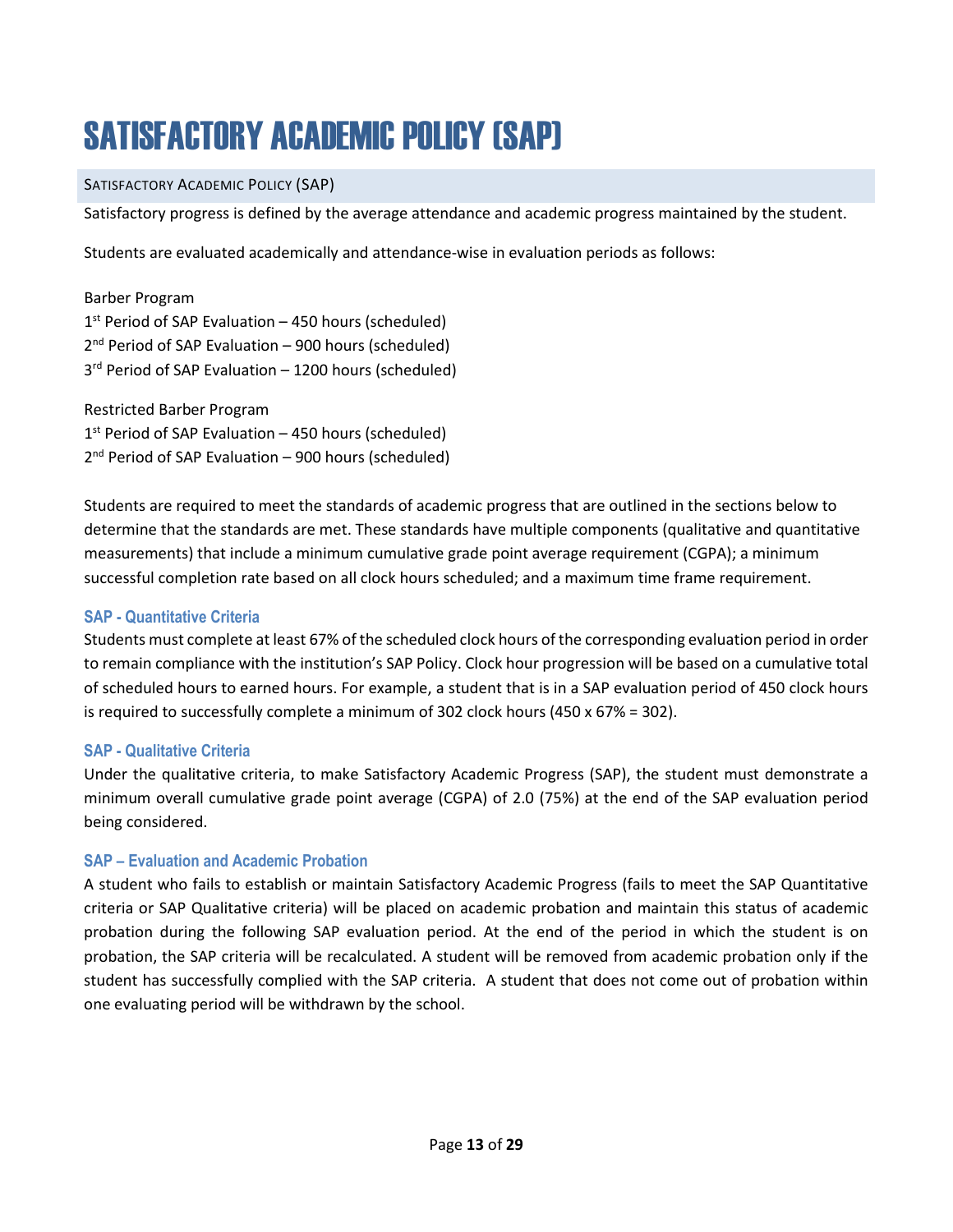# SATISFACTORY ACADEMIC POLICY (SAP)

## SATISFACTORY ACADEMIC POLICY (SAP)

Satisfactory progress is defined by the average attendance and academic progress maintained by the student.

Students are evaluated academically and attendance-wise in evaluation periods as follows:

Barber Program
1st Period of SAP Evaluation – 450 hours (scheduled)
2nd Period of SAP Evaluation – 900 hours (scheduled)
3rd Period of SAP Evaluation – 1200 hours (scheduled)

Restricted Barber Program
1st Period of SAP Evaluation – 450 hours (scheduled)
2nd Period of SAP Evaluation – 900 hours (scheduled)

Students are required to meet the standards of academic progress that are outlined in the sections below to determine that the standards are met. These standards have multiple components (qualitative and quantitative measurements) that include a minimum cumulative grade point average requirement (CGPA); a minimum successful completion rate based on all clock hours scheduled; and a maximum time frame requirement.

### SAP - Quantitative Criteria

Students must complete at least 67% of the scheduled clock hours of the corresponding evaluation period in order to remain compliance with the institution's SAP Policy. Clock hour progression will be based on a cumulative total of scheduled hours to earned hours. For example, a student that is in a SAP evaluation period of 450 clock hours is required to successfully complete a minimum of 302 clock hours (450 x 67% = 302).

### SAP - Qualitative Criteria

Under the qualitative criteria, to make Satisfactory Academic Progress (SAP), the student must demonstrate a minimum overall cumulative grade point average (CGPA) of 2.0 (75%) at the end of the SAP evaluation period being considered.

### SAP – Evaluation and Academic Probation

A student who fails to establish or maintain Satisfactory Academic Progress (fails to meet the SAP Quantitative criteria or SAP Qualitative criteria) will be placed on academic probation and maintain this status of academic probation during the following SAP evaluation period. At the end of the period in which the student is on probation, the SAP criteria will be recalculated. A student will be removed from academic probation only if the student has successfully complied with the SAP criteria. A student that does not come out of probation within one evaluating period will be withdrawn by the school.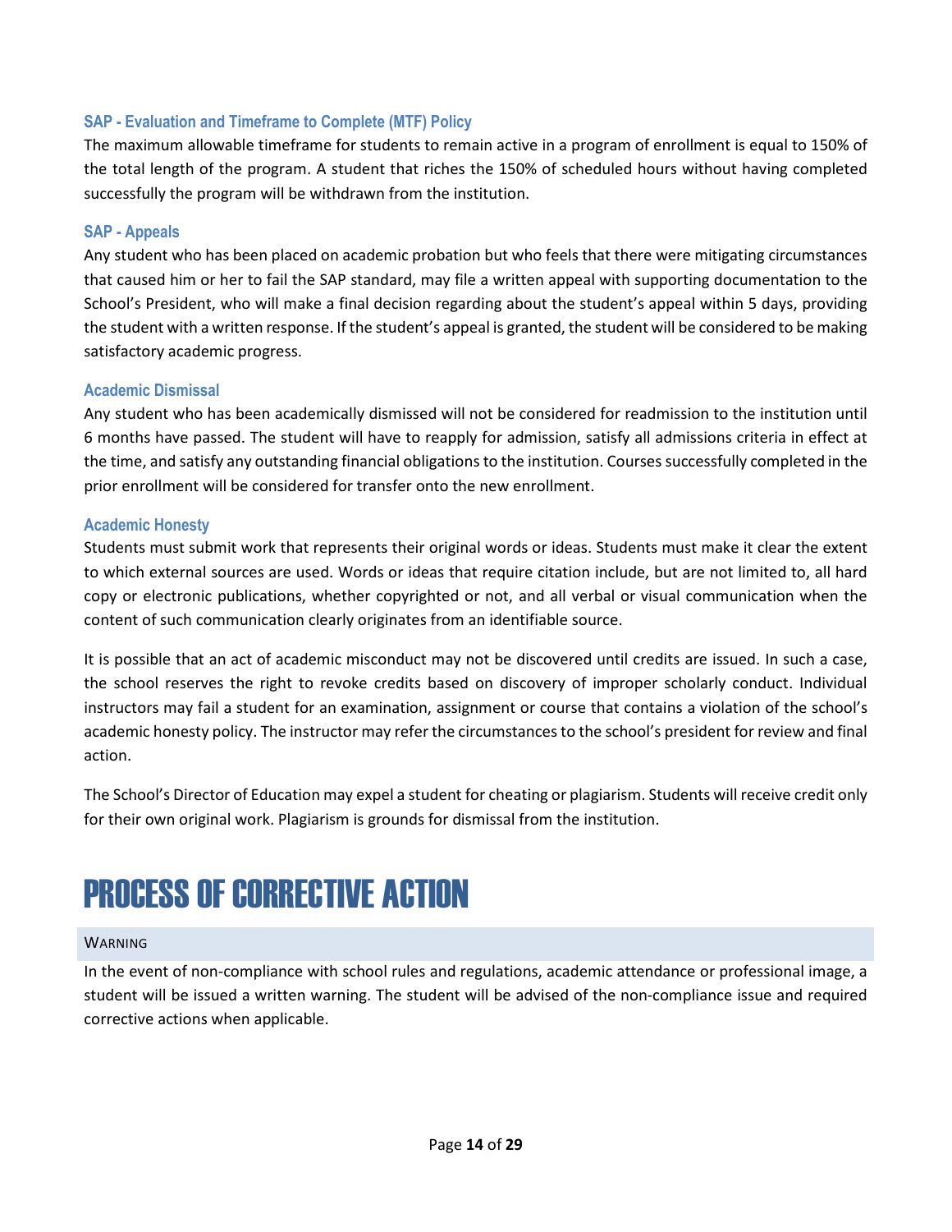### SAP - Evaluation and Timeframe to Complete (MTF) Policy

The maximum allowable timeframe for students to remain active in a program of enrollment is equal to 150% of the total length of the program. A student that riches the 150% of scheduled hours without having completed successfully the program will be withdrawn from the institution.

### SAP - Appeals

Any student who has been placed on academic probation but who feels that there were mitigating circumstances that caused him or her to fail the SAP standard, may file a written appeal with supporting documentation to the School's President, who will make a final decision regarding about the student's appeal within 5 days, providing the student with a written response. If the student's appeal is granted, the student will be considered to be making satisfactory academic progress.

### Academic Dismissal

Any student who has been academically dismissed will not be considered for readmission to the institution until 6 months have passed. The student will have to reapply for admission, satisfy all admissions criteria in effect at the time, and satisfy any outstanding financial obligations to the institution. Courses successfully completed in the prior enrollment will be considered for transfer onto the new enrollment.

### Academic Honesty

Students must submit work that represents their original words or ideas. Students must make it clear the extent to which external sources are used. Words or ideas that require citation include, but are not limited to, all hard copy or electronic publications, whether copyrighted or not, and all verbal or visual communication when the content of such communication clearly originates from an identifiable source.

It is possible that an act of academic misconduct may not be discovered until credits are issued. In such a case, the school reserves the right to revoke credits based on discovery of improper scholarly conduct. Individual instructors may fail a student for an examination, assignment or course that contains a violation of the school's academic honesty policy. The instructor may refer the circumstances to the school's president for review and final action.

The School's Director of Education may expel a student for cheating or plagiarism. Students will receive credit only for their own original work. Plagiarism is grounds for dismissal from the institution.

# PROCESS OF CORRECTIVE ACTION

#### WARNING

In the event of non-compliance with school rules and regulations, academic attendance or professional image, a student will be issued a written warning. The student will be advised of the non-compliance issue and required corrective actions when applicable.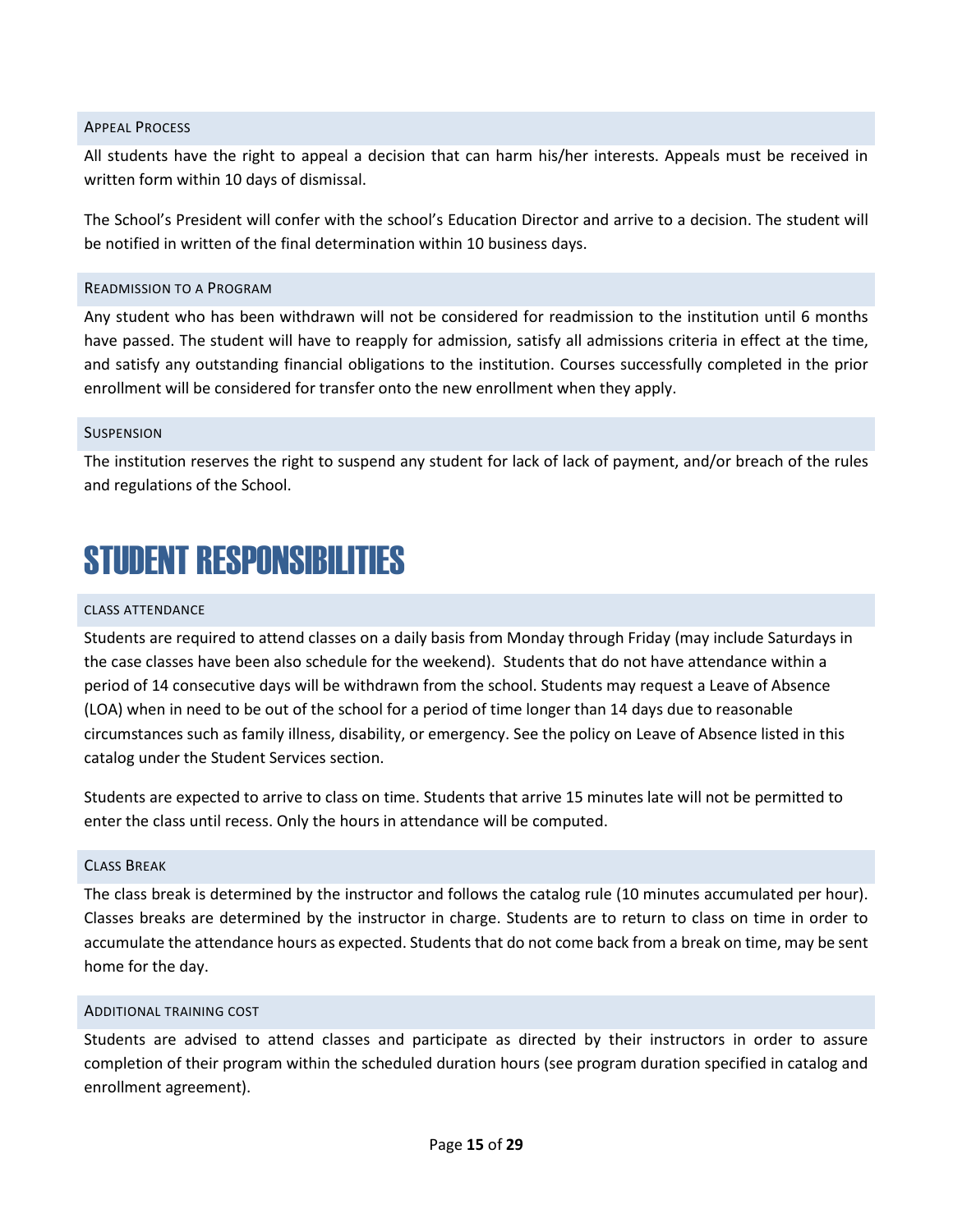### Appeal Process

All students have the right to appeal a decision that can harm his/her interests. Appeals must be received in written form within 10 days of dismissal.

The School's President will confer with the school's Education Director and arrive to a decision. The student will be notified in written of the final determination within 10 business days.

### Readmission to a Program

Any student who has been withdrawn will not be considered for readmission to the institution until 6 months have passed. The student will have to reapply for admission, satisfy all admissions criteria in effect at the time, and satisfy any outstanding financial obligations to the institution. Courses successfully completed in the prior enrollment will be considered for transfer onto the new enrollment when they apply.

### Suspension

The institution reserves the right to suspend any student for lack of lack of payment, and/or breach of the rules and regulations of the School.

# STUDENT RESPONSIBILITIES

### CLASS ATTENDANCE

Students are required to attend classes on a daily basis from Monday through Friday (may include Saturdays in the case classes have been also schedule for the weekend). Students that do not have attendance within a period of 14 consecutive days will be withdrawn from the school. Students may request a Leave of Absence (LOA) when in need to be out of the school for a period of time longer than 14 days due to reasonable circumstances such as family illness, disability, or emergency. See the policy on Leave of Absence listed in this catalog under the Student Services section.

Students are expected to arrive to class on time. Students that arrive 15 minutes late will not be permitted to enter the class until recess. Only the hours in attendance will be computed.

### Class Break

The class break is determined by the instructor and follows the catalog rule (10 minutes accumulated per hour). Classes breaks are determined by the instructor in charge. Students are to return to class on time in order to accumulate the attendance hours as expected. Students that do not come back from a break on time, may be sent home for the day.

### Additional training cost

Students are advised to attend classes and participate as directed by their instructors in order to assure completion of their program within the scheduled duration hours (see program duration specified in catalog and enrollment agreement).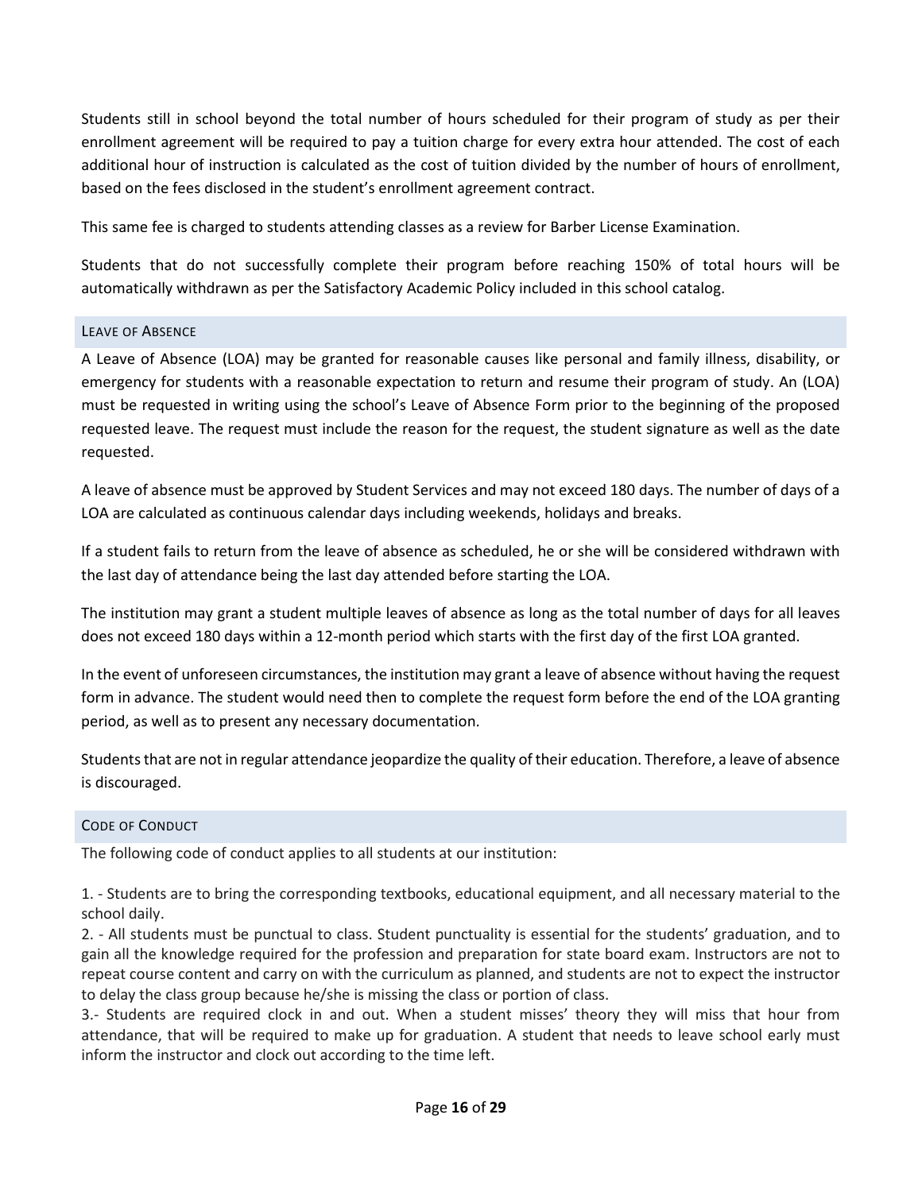Students still in school beyond the total number of hours scheduled for their program of study as per their enrollment agreement will be required to pay a tuition charge for every extra hour attended. The cost of each additional hour of instruction is calculated as the cost of tuition divided by the number of hours of enrollment, based on the fees disclosed in the student's enrollment agreement contract.

This same fee is charged to students attending classes as a review for Barber License Examination.

Students that do not successfully complete their program before reaching 150% of total hours will be automatically withdrawn as per the Satisfactory Academic Policy included in this school catalog.

## Leave of Absence

A Leave of Absence (LOA) may be granted for reasonable causes like personal and family illness, disability, or emergency for students with a reasonable expectation to return and resume their program of study. An (LOA) must be requested in writing using the school's Leave of Absence Form prior to the beginning of the proposed requested leave. The request must include the reason for the request, the student signature as well as the date requested.

A leave of absence must be approved by Student Services and may not exceed 180 days. The number of days of a LOA are calculated as continuous calendar days including weekends, holidays and breaks.

If a student fails to return from the leave of absence as scheduled, he or she will be considered withdrawn with the last day of attendance being the last day attended before starting the LOA.

The institution may grant a student multiple leaves of absence as long as the total number of days for all leaves does not exceed 180 days within a 12-month period which starts with the first day of the first LOA granted.

In the event of unforeseen circumstances, the institution may grant a leave of absence without having the request form in advance. The student would need then to complete the request form before the end of the LOA granting period, as well as to present any necessary documentation.

Students that are not in regular attendance jeopardize the quality of their education. Therefore, a leave of absence is discouraged.

## Code of Conduct

The following code of conduct applies to all students at our institution:

1. - Students are to bring the corresponding textbooks, educational equipment, and all necessary material to the school daily.
2. - All students must be punctual to class. Student punctuality is essential for the students' graduation, and to gain all the knowledge required for the profession and preparation for state board exam. Instructors are not to repeat course content and carry on with the curriculum as planned, and students are not to expect the instructor to delay the class group because he/she is missing the class or portion of class.
3. - Students are required clock in and out. When a student misses' theory they will miss that hour from attendance, that will be required to make up for graduation. A student that needs to leave school early must inform the instructor and clock out according to the time left.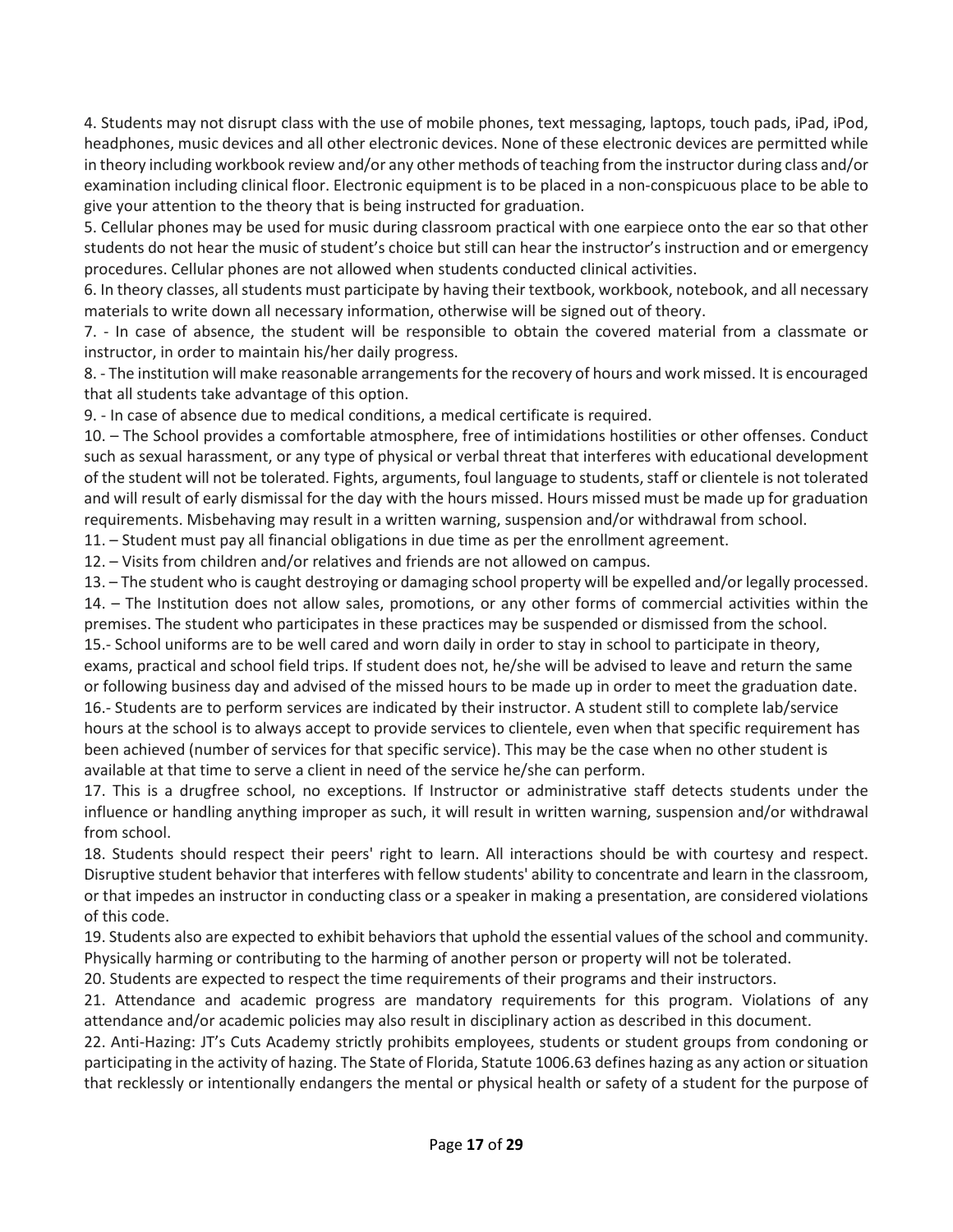4. Students may not disrupt class with the use of mobile phones, text messaging, laptops, touch pads, iPad, iPod, headphones, music devices and all other electronic devices. None of these electronic devices are permitted while in theory including workbook review and/or any other methods of teaching from the instructor during class and/or examination including clinical floor. Electronic equipment is to be placed in a non-conspicuous place to be able to give your attention to the theory that is being instructed for graduation.

5. Cellular phones may be used for music during classroom practical with one earpiece onto the ear so that other students do not hear the music of student's choice but still can hear the instructor's instruction and or emergency procedures. Cellular phones are not allowed when students conducted clinical activities.

6. In theory classes, all students must participate by having their textbook, workbook, notebook, and all necessary materials to write down all necessary information, otherwise will be signed out of theory.

7. - In case of absence, the student will be responsible to obtain the covered material from a classmate or instructor, in order to maintain his/her daily progress.

8. - The institution will make reasonable arrangements for the recovery of hours and work missed. It is encouraged that all students take advantage of this option.

9. - In case of absence due to medical conditions, a medical certificate is required.

10. – The School provides a comfortable atmosphere, free of intimidations hostilities or other offenses. Conduct such as sexual harassment, or any type of physical or verbal threat that interferes with educational development of the student will not be tolerated. Fights, arguments, foul language to students, staff or clientele is not tolerated and will result of early dismissal for the day with the hours missed. Hours missed must be made up for graduation requirements. Misbehaving may result in a written warning, suspension and/or withdrawal from school.

11. – Student must pay all financial obligations in due time as per the enrollment agreement.

12. – Visits from children and/or relatives and friends are not allowed on campus.

13. – The student who is caught destroying or damaging school property will be expelled and/or legally processed.

14. – The Institution does not allow sales, promotions, or any other forms of commercial activities within the premises. The student who participates in these practices may be suspended or dismissed from the school.

15.- School uniforms are to be well cared and worn daily in order to stay in school to participate in theory, exams, practical and school field trips. If student does not, he/she will be advised to leave and return the same or following business day and advised of the missed hours to be made up in order to meet the graduation date.

16.- Students are to perform services are indicated by their instructor. A student still to complete lab/service hours at the school is to always accept to provide services to clientele, even when that specific requirement has been achieved (number of services for that specific service). This may be the case when no other student is available at that time to serve a client in need of the service he/she can perform.

17. This is a drugfree school, no exceptions. If Instructor or administrative staff detects students under the influence or handling anything improper as such, it will result in written warning, suspension and/or withdrawal from school.

18. Students should respect their peers' right to learn. All interactions should be with courtesy and respect. Disruptive student behavior that interferes with fellow students' ability to concentrate and learn in the classroom, or that impedes an instructor in conducting class or a speaker in making a presentation, are considered violations of this code.

19. Students also are expected to exhibit behaviors that uphold the essential values of the school and community. Physically harming or contributing to the harming of another person or property will not be tolerated.

20. Students are expected to respect the time requirements of their programs and their instructors.

21. Attendance and academic progress are mandatory requirements for this program. Violations of any attendance and/or academic policies may also result in disciplinary action as described in this document.

22. Anti-Hazing: JT's Cuts Academy strictly prohibits employees, students or student groups from condoning or participating in the activity of hazing. The State of Florida, Statute 1006.63 defines hazing as any action or situation that recklessly or intentionally endangers the mental or physical health or safety of a student for the purpose of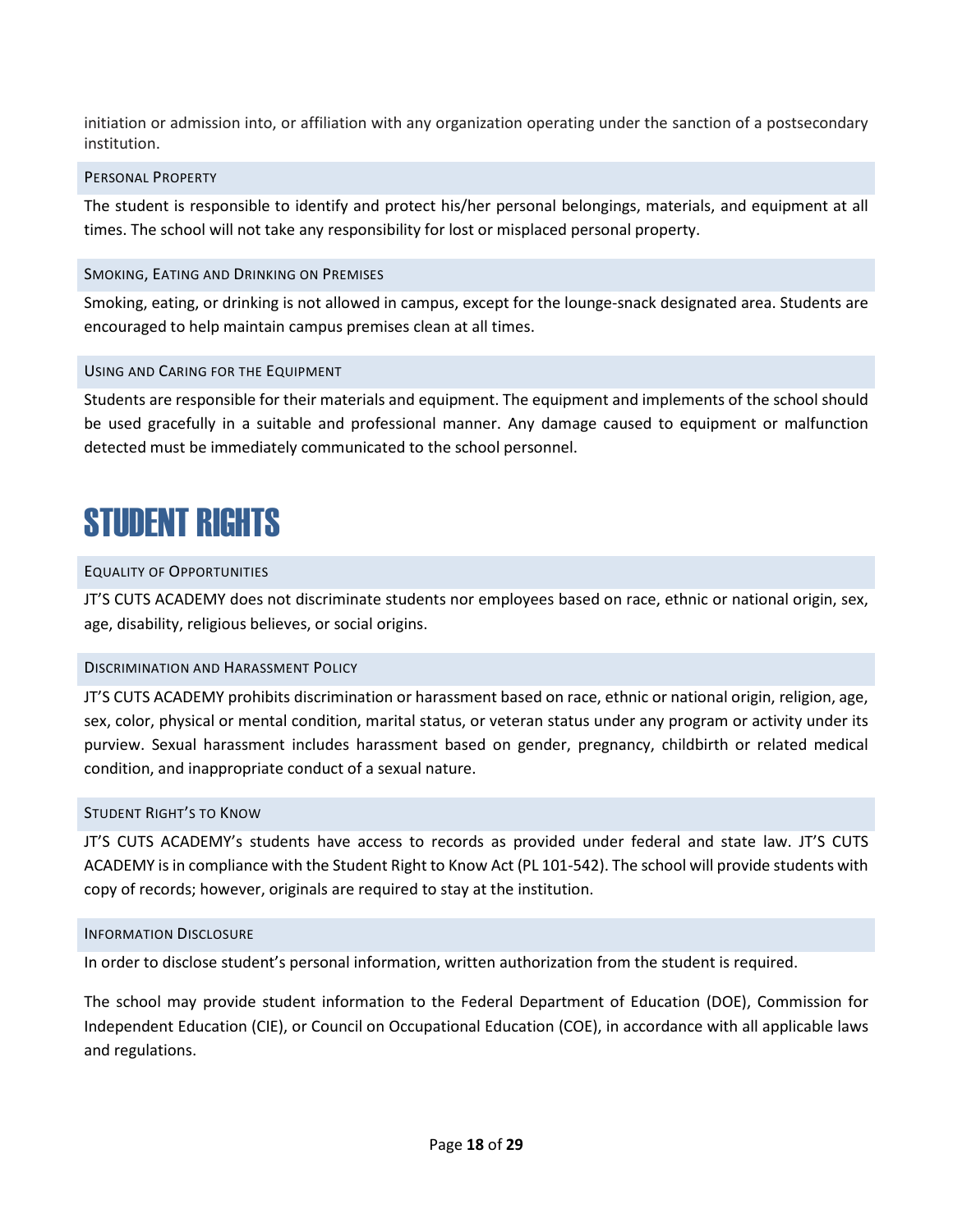initiation or admission into, or affiliation with any organization operating under the sanction of a postsecondary institution.

### Personal Property

The student is responsible to identify and protect his/her personal belongings, materials, and equipment at all times. The school will not take any responsibility for lost or misplaced personal property.

### Smoking, Eating and Drinking on Premises

Smoking, eating, or drinking is not allowed in campus, except for the lounge-snack designated area. Students are encouraged to help maintain campus premises clean at all times.

### Using and Caring for the Equipment

Students are responsible for their materials and equipment. The equipment and implements of the school should be used gracefully in a suitable and professional manner. Any damage caused to equipment or malfunction detected must be immediately communicated to the school personnel.

# STUDENT RIGHTS

### Equality of Opportunities

JT'S CUTS ACADEMY does not discriminate students nor employees based on race, ethnic or national origin, sex, age, disability, religious believes, or social origins.

### Discrimination and Harassment Policy

JT'S CUTS ACADEMY prohibits discrimination or harassment based on race, ethnic or national origin, religion, age, sex, color, physical or mental condition, marital status, or veteran status under any program or activity under its purview. Sexual harassment includes harassment based on gender, pregnancy, childbirth or related medical condition, and inappropriate conduct of a sexual nature.

### Student Right's to Know

JT'S CUTS ACADEMY's students have access to records as provided under federal and state law. JT'S CUTS ACADEMY is in compliance with the Student Right to Know Act (PL 101-542). The school will provide students with copy of records; however, originals are required to stay at the institution.

### Information Disclosure

In order to disclose student's personal information, written authorization from the student is required.

The school may provide student information to the Federal Department of Education (DOE), Commission for Independent Education (CIE), or Council on Occupational Education (COE), in accordance with all applicable laws and regulations.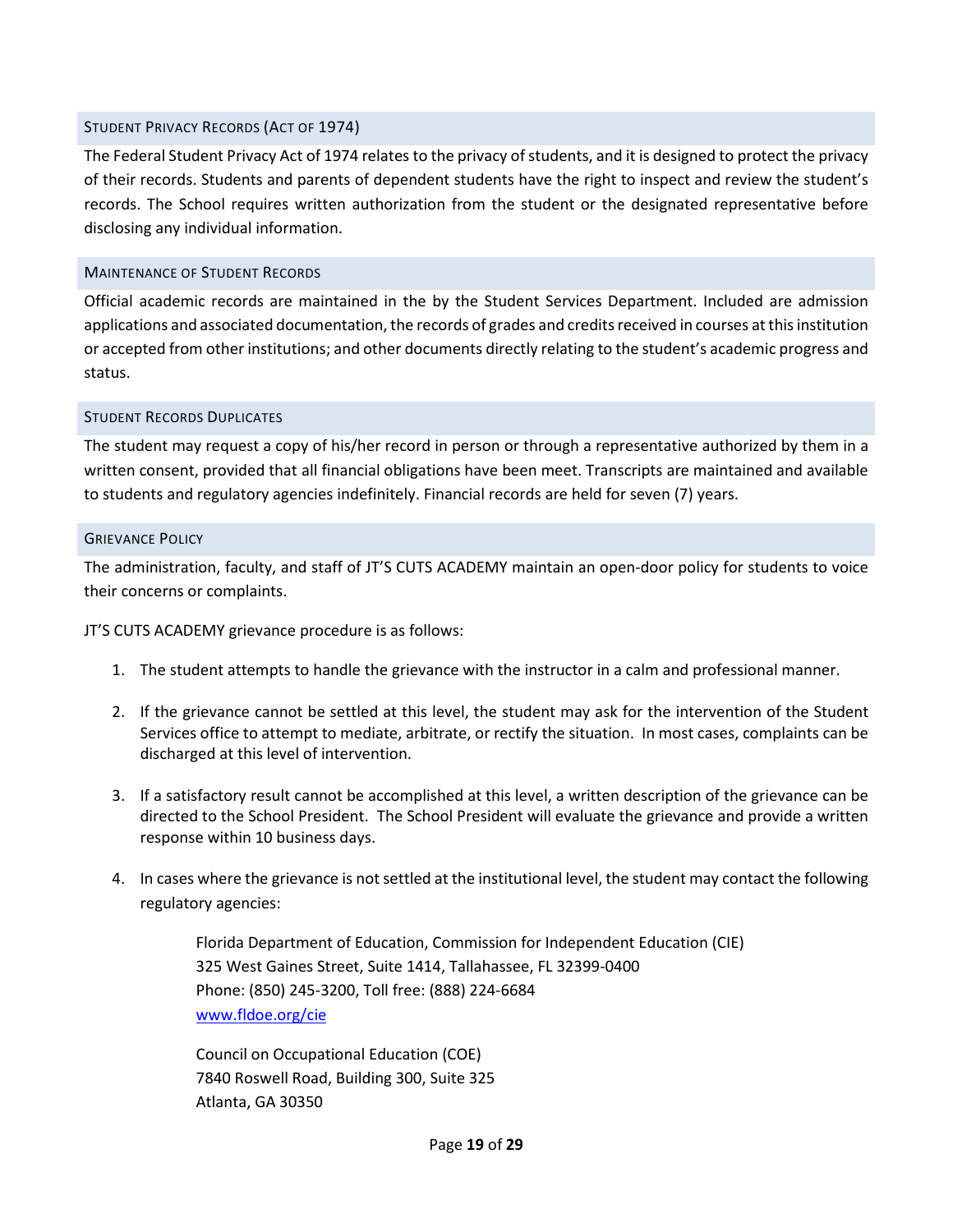## Student Privacy Records (Act of 1974)

The Federal Student Privacy Act of 1974 relates to the privacy of students, and it is designed to protect the privacy of their records. Students and parents of dependent students have the right to inspect and review the student's records. The School requires written authorization from the student or the designated representative before disclosing any individual information.

## Maintenance of Student Records

Official academic records are maintained in the by the Student Services Department. Included are admission applications and associated documentation, the records of grades and credits received in courses at this institution or accepted from other institutions; and other documents directly relating to the student's academic progress and status.

## Student Records Duplicates

The student may request a copy of his/her record in person or through a representative authorized by them in a written consent, provided that all financial obligations have been meet. Transcripts are maintained and available to students and regulatory agencies indefinitely. Financial records are held for seven (7) years.

## Grievance Policy

The administration, faculty, and staff of JT'S CUTS ACADEMY maintain an open-door policy for students to voice their concerns or complaints.

JT'S CUTS ACADEMY grievance procedure is as follows:

1. The student attempts to handle the grievance with the instructor in a calm and professional manner.

2. If the grievance cannot be settled at this level, the student may ask for the intervention of the Student Services office to attempt to mediate, arbitrate, or rectify the situation. In most cases, complaints can be discharged at this level of intervention.

3. If a satisfactory result cannot be accomplished at this level, a written description of the grievance can be directed to the School President. The School President will evaluate the grievance and provide a written response within 10 business days.

4. In cases where the grievance is not settled at the institutional level, the student may contact the following regulatory agencies:

   Florida Department of Education, Commission for Independent Education (CIE)
   325 West Gaines Street, Suite 1414, Tallahassee, FL 32399-0400
   Phone: (850) 245-3200, Toll free: (888) 224-6684
   www.fldoe.org/cie

   Council on Occupational Education (COE)
   7840 Roswell Road, Building 300, Suite 325
   Atlanta, GA 30350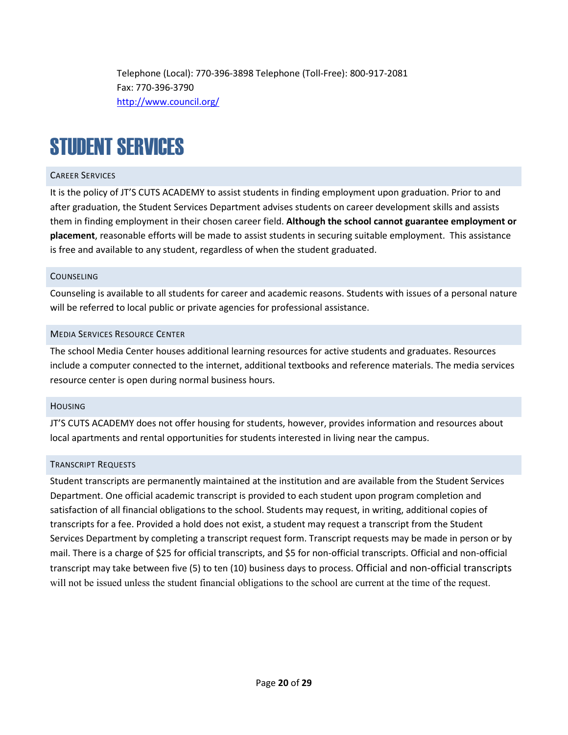Telephone (Local): 770-396-3898 Telephone (Toll-Free): 800-917-2081
Fax: 770-396-3790
http://www.council.org/

# STUDENT SERVICES

### CAREER SERVICES

It is the policy of JT'S CUTS ACADEMY to assist students in finding employment upon graduation. Prior to and after graduation, the Student Services Department advises students on career development skills and assists them in finding employment in their chosen career field. **Although the school cannot guarantee employment or placement**, reasonable efforts will be made to assist students in securing suitable employment. This assistance is free and available to any student, regardless of when the student graduated.

### COUNSELING

Counseling is available to all students for career and academic reasons. Students with issues of a personal nature will be referred to local public or private agencies for professional assistance.

### MEDIA SERVICES RESOURCE CENTER

The school Media Center houses additional learning resources for active students and graduates. Resources include a computer connected to the internet, additional textbooks and reference materials. The media services resource center is open during normal business hours.

### HOUSING

JT'S CUTS ACADEMY does not offer housing for students, however, provides information and resources about local apartments and rental opportunities for students interested in living near the campus.

### TRANSCRIPT REQUESTS

Student transcripts are permanently maintained at the institution and are available from the Student Services Department. One official academic transcript is provided to each student upon program completion and satisfaction of all financial obligations to the school. Students may request, in writing, additional copies of transcripts for a fee. Provided a hold does not exist, a student may request a transcript from the Student Services Department by completing a transcript request form. Transcript requests may be made in person or by mail. There is a charge of $25 for official transcripts, and $5 for non-official transcripts. Official and non-official transcript may take between five (5) to ten (10) business days to process. Official and non-official transcripts will not be issued unless the student financial obligations to the school are current at the time of the request.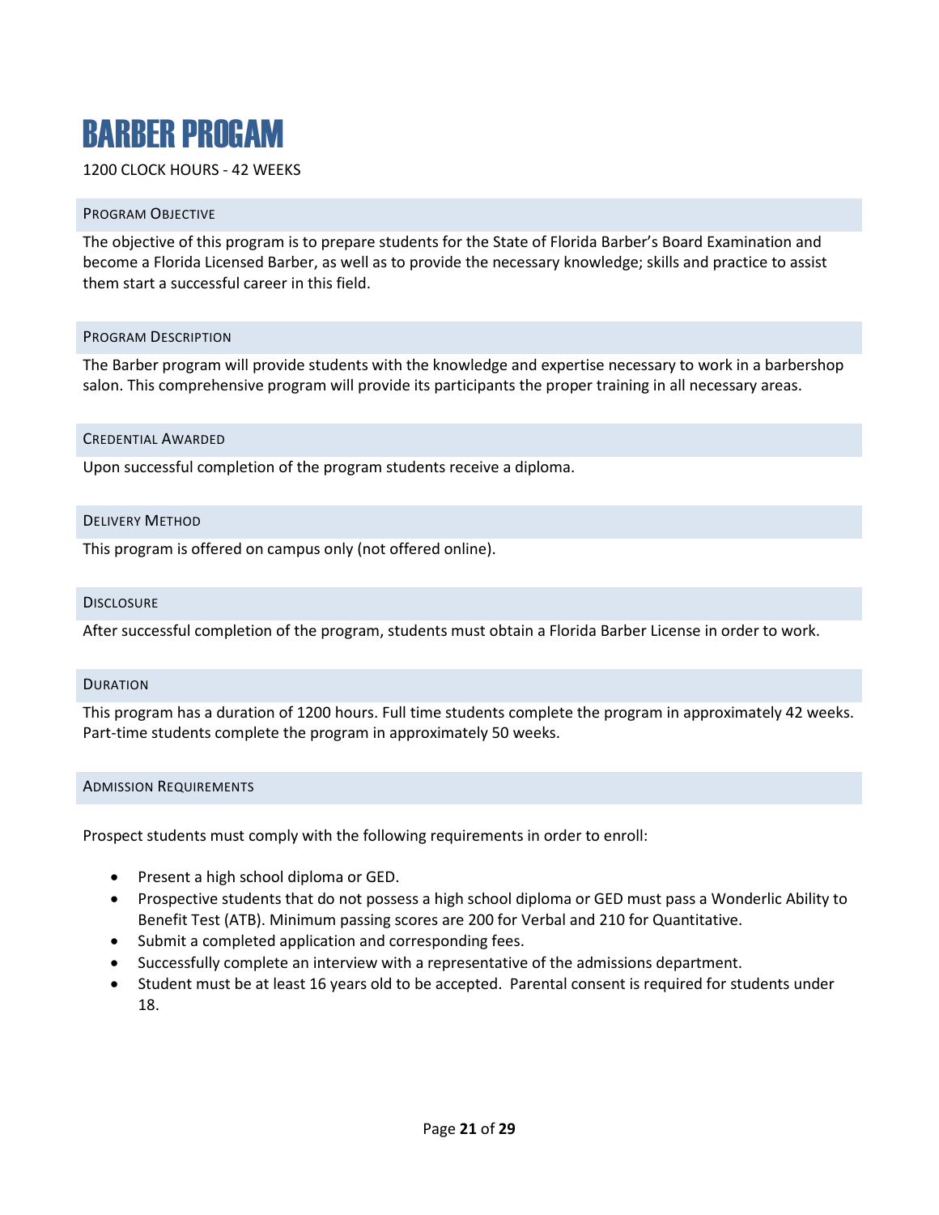# BARBER PROGAM

1200 CLOCK HOURS - 42 WEEKS

## Program Objective

The objective of this program is to prepare students for the State of Florida Barber's Board Examination and become a Florida Licensed Barber, as well as to provide the necessary knowledge; skills and practice to assist them start a successful career in this field.

## Program Description

The Barber program will provide students with the knowledge and expertise necessary to work in a barbershop salon. This comprehensive program will provide its participants the proper training in all necessary areas.

## Credential Awarded

Upon successful completion of the program students receive a diploma.

## Delivery Method

This program is offered on campus only (not offered online).

## Disclosure

After successful completion of the program, students must obtain a Florida Barber License in order to work.

## Duration

This program has a duration of 1200 hours. Full time students complete the program in approximately 42 weeks. Part-time students complete the program in approximately 50 weeks.

## Admission Requirements

Prospect students must comply with the following requirements in order to enroll:

- Present a high school diploma or GED.
- Prospective students that do not possess a high school diploma or GED must pass a Wonderlic Ability to Benefit Test (ATB). Minimum passing scores are 200 for Verbal and 210 for Quantitative.
- Submit a completed application and corresponding fees.
- Successfully complete an interview with a representative of the admissions department.
- Student must be at least 16 years old to be accepted. Parental consent is required for students under 18.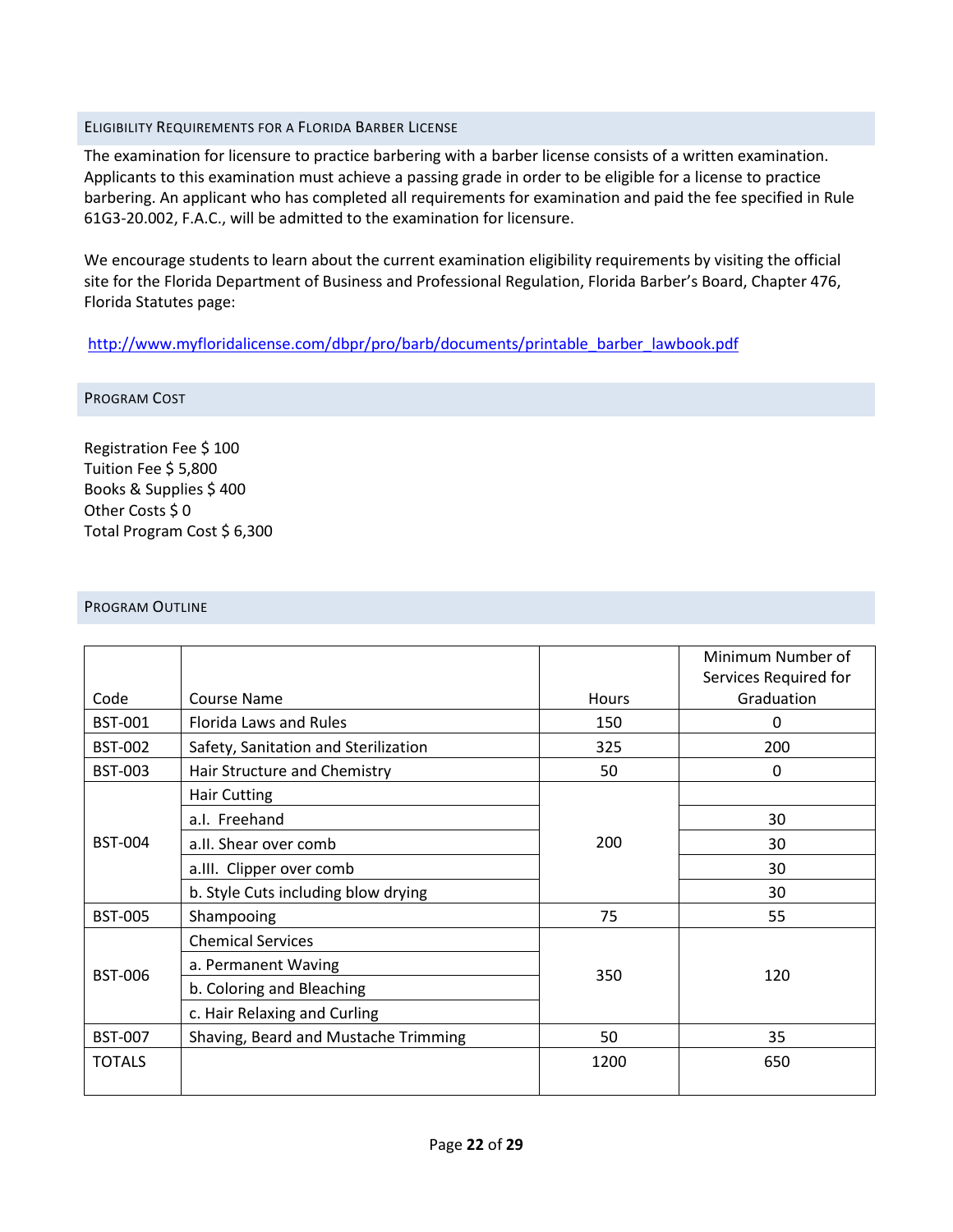## ELIGIBILITY REQUIREMENTS FOR A FLORIDA BARBER LICENSE

The examination for licensure to practice barbering with a barber license consists of a written examination. Applicants to this examination must achieve a passing grade in order to be eligible for a license to practice barbering. An applicant who has completed all requirements for examination and paid the fee specified in Rule 61G3-20.002, F.A.C., will be admitted to the examination for licensure.

We encourage students to learn about the current examination eligibility requirements by visiting the official site for the Florida Department of Business and Professional Regulation, Florida Barber's Board, Chapter 476, Florida Statutes page:

http://www.myfloridalicense.com/dbpr/pro/barb/documents/printable_barber_lawbook.pdf

## PROGRAM COST

Registration Fee $ 100
Tuition Fee $ 5,800
Books & Supplies $ 400
Other Costs $ 0
Total Program Cost $ 6,300

## PROGRAM OUTLINE

| Code | Course Name | Hours | Minimum Number of Services Required for Graduation |
|---|---|---|---|
| BST-001 | Florida Laws and Rules | 150 | 0 |
| BST-002 | Safety, Sanitation and Sterilization | 325 | 200 |
| BST-003 | Hair Structure and Chemistry | 50 | 0 |
| BST-004 | Hair Cutting | 200 | |
| | a.I. Freehand | | 30 |
| | a.II. Shear over comb | | 30 |
| | a.III. Clipper over comb | | 30 |
| | b. Style Cuts including blow drying | | 30 |
| BST-005 | Shampooing | 75 | 55 |
| BST-006 | Chemical Services | 350 | 120 |
| | a. Permanent Waving | | |
| | b. Coloring and Bleaching | | |
| | c. Hair Relaxing and Curling | | |
| BST-007 | Shaving, Beard and Mustache Trimming | 50 | 35 |
| TOTALS | | 1200 | 650 |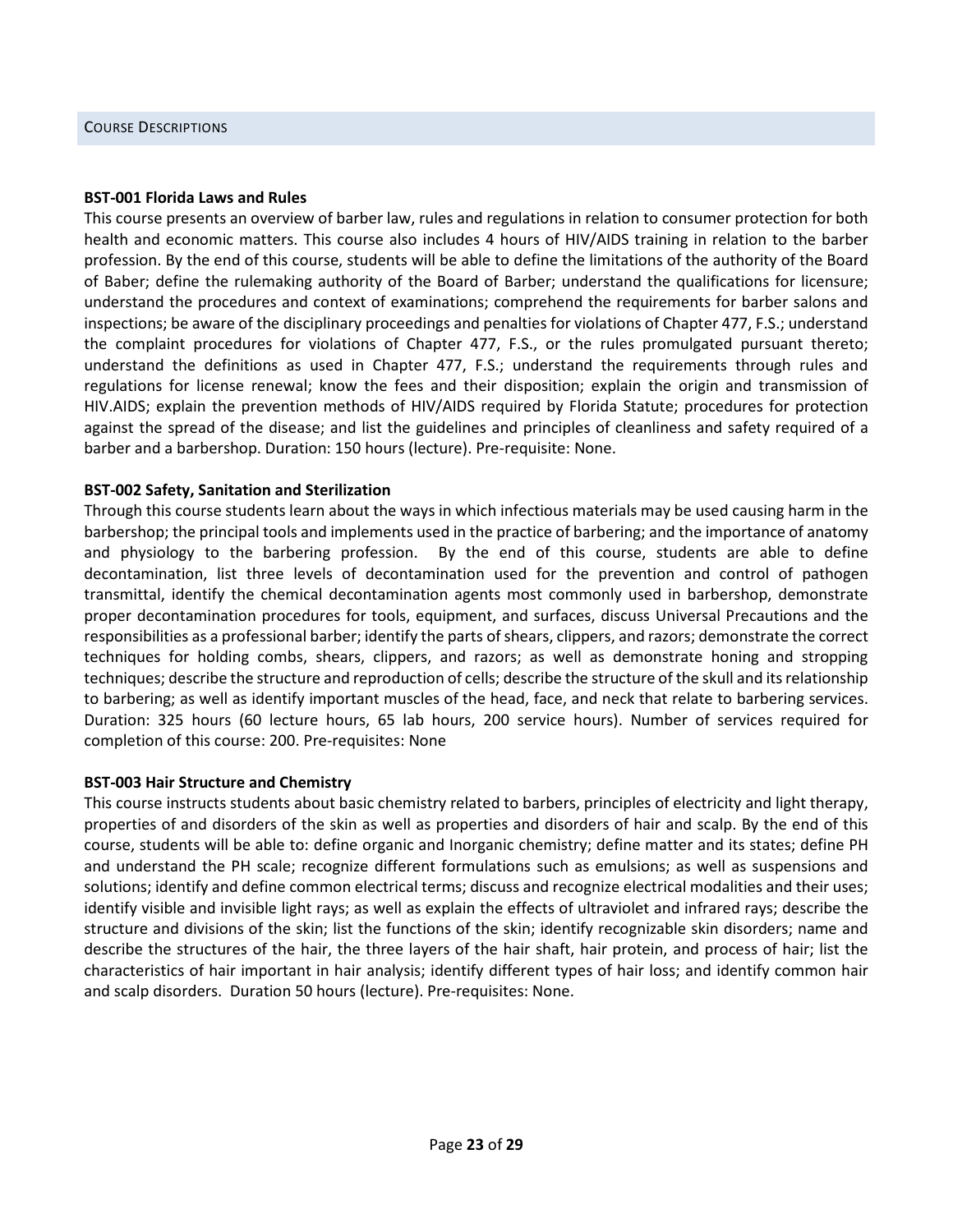## Course Descriptions

### BST-001 Florida Laws and Rules

This course presents an overview of barber law, rules and regulations in relation to consumer protection for both health and economic matters. This course also includes 4 hours of HIV/AIDS training in relation to the barber profession. By the end of this course, students will be able to define the limitations of the authority of the Board of Baber; define the rulemaking authority of the Board of Barber; understand the qualifications for licensure; understand the procedures and context of examinations; comprehend the requirements for barber salons and inspections; be aware of the disciplinary proceedings and penalties for violations of Chapter 477, F.S.; understand the complaint procedures for violations of Chapter 477, F.S., or the rules promulgated pursuant thereto; understand the definitions as used in Chapter 477, F.S.; understand the requirements through rules and regulations for license renewal; know the fees and their disposition; explain the origin and transmission of HIV.AIDS; explain the prevention methods of HIV/AIDS required by Florida Statute; procedures for protection against the spread of the disease; and list the guidelines and principles of cleanliness and safety required of a barber and a barbershop. Duration: 150 hours (lecture). Pre-requisite: None.

### BST-002 Safety, Sanitation and Sterilization

Through this course students learn about the ways in which infectious materials may be used causing harm in the barbershop; the principal tools and implements used in the practice of barbering; and the importance of anatomy and physiology to the barbering profession. By the end of this course, students are able to define decontamination, list three levels of decontamination used for the prevention and control of pathogen transmittal, identify the chemical decontamination agents most commonly used in barbershop, demonstrate proper decontamination procedures for tools, equipment, and surfaces, discuss Universal Precautions and the responsibilities as a professional barber; identify the parts of shears, clippers, and razors; demonstrate the correct techniques for holding combs, shears, clippers, and razors; as well as demonstrate honing and stropping techniques; describe the structure and reproduction of cells; describe the structure of the skull and its relationship to barbering; as well as identify important muscles of the head, face, and neck that relate to barbering services. Duration: 325 hours (60 lecture hours, 65 lab hours, 200 service hours). Number of services required for completion of this course: 200. Pre-requisites: None

### BST-003 Hair Structure and Chemistry

This course instructs students about basic chemistry related to barbers, principles of electricity and light therapy, properties of and disorders of the skin as well as properties and disorders of hair and scalp. By the end of this course, students will be able to: define organic and Inorganic chemistry; define matter and its states; define PH and understand the PH scale; recognize different formulations such as emulsions; as well as suspensions and solutions; identify and define common electrical terms; discuss and recognize electrical modalities and their uses; identify visible and invisible light rays; as well as explain the effects of ultraviolet and infrared rays; describe the structure and divisions of the skin; list the functions of the skin; identify recognizable skin disorders; name and describe the structures of the hair, the three layers of the hair shaft, hair protein, and process of hair; list the characteristics of hair important in hair analysis; identify different types of hair loss; and identify common hair and scalp disorders. Duration 50 hours (lecture). Pre-requisites: None.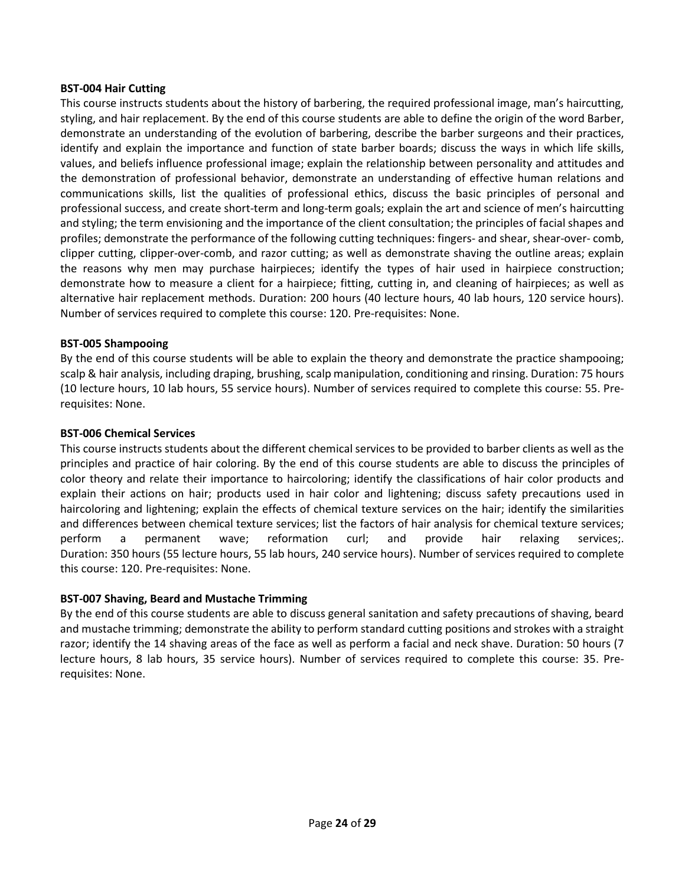**BST-004 Hair Cutting**

This course instructs students about the history of barbering, the required professional image, man's haircutting, styling, and hair replacement. By the end of this course students are able to define the origin of the word Barber, demonstrate an understanding of the evolution of barbering, describe the barber surgeons and their practices, identify and explain the importance and function of state barber boards; discuss the ways in which life skills, values, and beliefs influence professional image; explain the relationship between personality and attitudes and the demonstration of professional behavior, demonstrate an understanding of effective human relations and communications skills, list the qualities of professional ethics, discuss the basic principles of personal and professional success, and create short-term and long-term goals; explain the art and science of men's haircutting and styling; the term envisioning and the importance of the client consultation; the principles of facial shapes and profiles; demonstrate the performance of the following cutting techniques: fingers- and shear, shear-over- comb, clipper cutting, clipper-over-comb, and razor cutting; as well as demonstrate shaving the outline areas; explain the reasons why men may purchase hairpieces; identify the types of hair used in hairpiece construction; demonstrate how to measure a client for a hairpiece; fitting, cutting in, and cleaning of hairpieces; as well as alternative hair replacement methods. Duration: 200 hours (40 lecture hours, 40 lab hours, 120 service hours). Number of services required to complete this course: 120. Pre-requisites: None.

**BST-005 Shampooing**

By the end of this course students will be able to explain the theory and demonstrate the practice shampooing; scalp & hair analysis, including draping, brushing, scalp manipulation, conditioning and rinsing. Duration: 75 hours (10 lecture hours, 10 lab hours, 55 service hours). Number of services required to complete this course: 55. Pre-requisites: None.

**BST-006 Chemical Services**

This course instructs students about the different chemical services to be provided to barber clients as well as the principles and practice of hair coloring. By the end of this course students are able to discuss the principles of color theory and relate their importance to haircoloring; identify the classifications of hair color products and explain their actions on hair; products used in hair color and lightening; discuss safety precautions used in haircoloring and lightening; explain the effects of chemical texture services on the hair; identify the similarities and differences between chemical texture services; list the factors of hair analysis for chemical texture services; perform a permanent wave; reformation curl; and provide hair relaxing services;. Duration: 350 hours (55 lecture hours, 55 lab hours, 240 service hours). Number of services required to complete this course: 120. Pre-requisites: None.

**BST-007 Shaving, Beard and Mustache Trimming**

By the end of this course students are able to discuss general sanitation and safety precautions of shaving, beard and mustache trimming; demonstrate the ability to perform standard cutting positions and strokes with a straight razor; identify the 14 shaving areas of the face as well as perform a facial and neck shave. Duration: 50 hours (7 lecture hours, 8 lab hours, 35 service hours). Number of services required to complete this course: 35. Pre-requisites: None.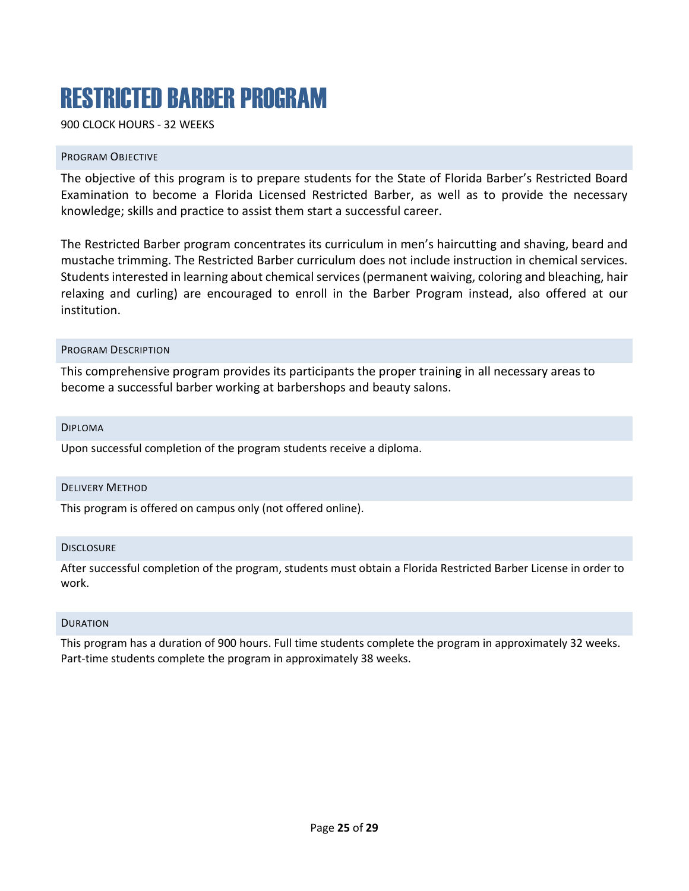# RESTRICTED BARBER PROGRAM

900 CLOCK HOURS - 32 WEEKS

## PROGRAM OBJECTIVE

The objective of this program is to prepare students for the State of Florida Barber's Restricted Board Examination to become a Florida Licensed Restricted Barber, as well as to provide the necessary knowledge; skills and practice to assist them start a successful career.

The Restricted Barber program concentrates its curriculum in men's haircutting and shaving, beard and mustache trimming. The Restricted Barber curriculum does not include instruction in chemical services. Students interested in learning about chemical services (permanent waiving, coloring and bleaching, hair relaxing and curling) are encouraged to enroll in the Barber Program instead, also offered at our institution.

## PROGRAM DESCRIPTION

This comprehensive program provides its participants the proper training in all necessary areas to become a successful barber working at barbershops and beauty salons.

## DIPLOMA

Upon successful completion of the program students receive a diploma.

## DELIVERY METHOD

This program is offered on campus only (not offered online).

## DISCLOSURE

After successful completion of the program, students must obtain a Florida Restricted Barber License in order to work.

## DURATION

This program has a duration of 900 hours. Full time students complete the program in approximately 32 weeks. Part-time students complete the program in approximately 38 weeks.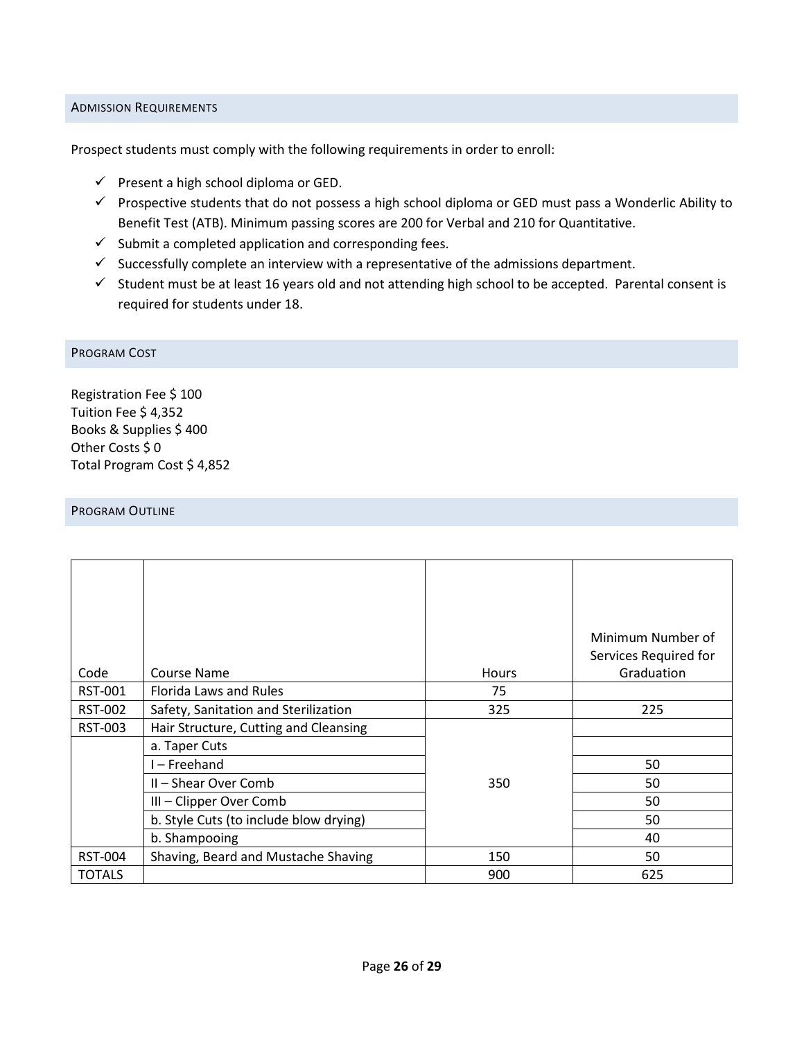## ADMISSION REQUIREMENTS

Prospect students must comply with the following requirements in order to enroll:

- ✓ Present a high school diploma or GED.
- ✓ Prospective students that do not possess a high school diploma or GED must pass a Wonderlic Ability to Benefit Test (ATB). Minimum passing scores are 200 for Verbal and 210 for Quantitative.
- ✓ Submit a completed application and corresponding fees.
- ✓ Successfully complete an interview with a representative of the admissions department.
- ✓ Student must be at least 16 years old and not attending high school to be accepted. Parental consent is required for students under 18.

## PROGRAM COST

Registration Fee $ 100
Tuition Fee $ 4,352
Books & Supplies $ 400
Other Costs $ 0
Total Program Cost $ 4,852

## PROGRAM OUTLINE

| Code | Course Name | Hours | Minimum Number of Services Required for Graduation |
|---|---|---|---|
| RST-001 | Florida Laws and Rules | 75 | |
| RST-002 | Safety, Sanitation and Sterilization | 325 | 225 |
| RST-003 | Hair Structure, Cutting and Cleansing | 350 | |
| | a. Taper Cuts | | |
| | I – Freehand | | 50 |
| | II – Shear Over Comb | | 50 |
| | III – Clipper Over Comb | | 50 |
| | b. Style Cuts (to include blow drying) | | 50 |
| | b. Shampooing | | 40 |
| RST-004 | Shaving, Beard and Mustache Shaving | 150 | 50 |
| TOTALS | | 900 | 625 |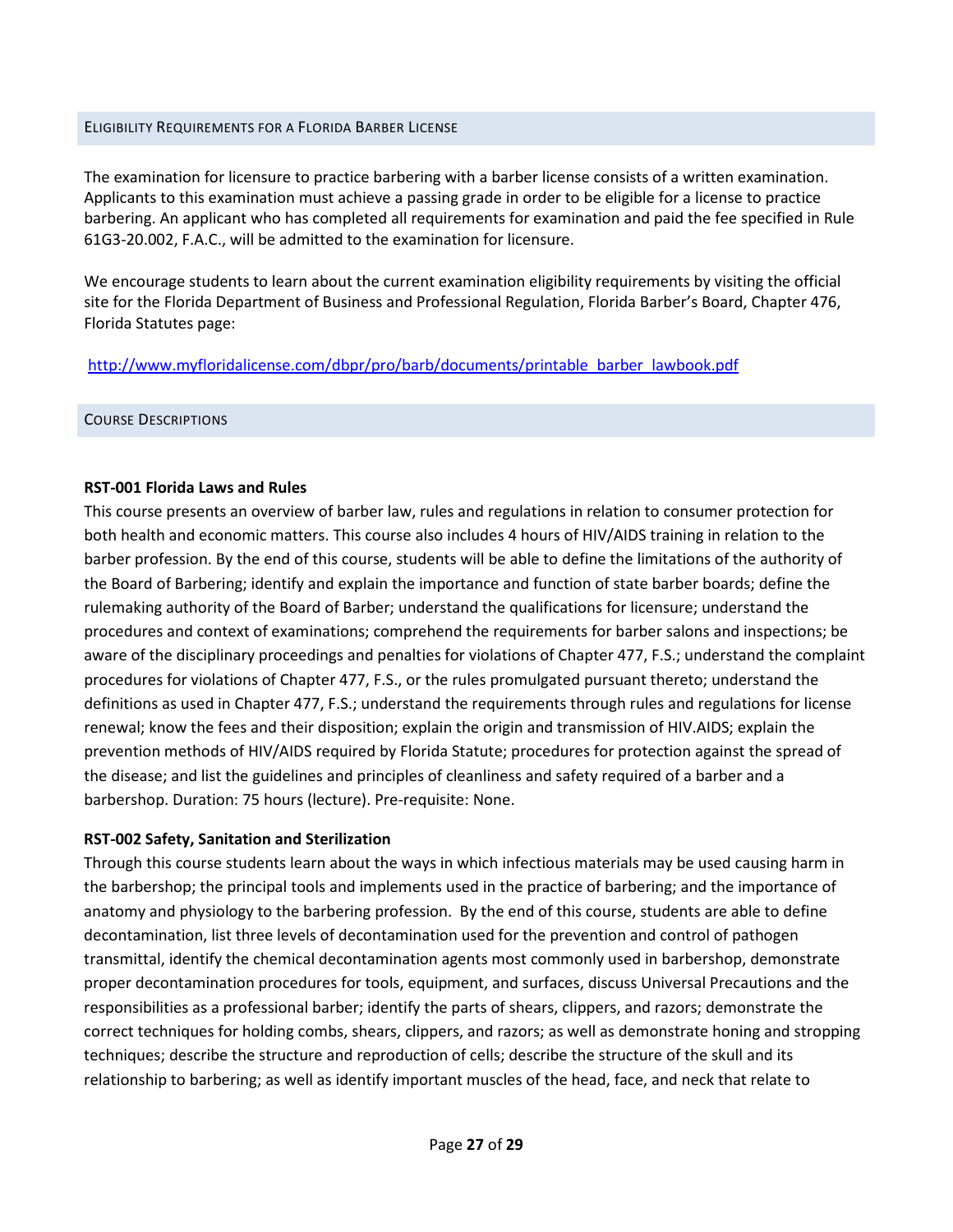## ELIGIBILITY REQUIREMENTS FOR A FLORIDA BARBER LICENSE

The examination for licensure to practice barbering with a barber license consists of a written examination. Applicants to this examination must achieve a passing grade in order to be eligible for a license to practice barbering. An applicant who has completed all requirements for examination and paid the fee specified in Rule 61G3-20.002, F.A.C., will be admitted to the examination for licensure.

We encourage students to learn about the current examination eligibility requirements by visiting the official site for the Florida Department of Business and Professional Regulation, Florida Barber's Board, Chapter 476, Florida Statutes page:

http://www.myfloridalicense.com/dbpr/pro/barb/documents/printable_barber_lawbook.pdf

## COURSE DESCRIPTIONS

**RST-001 Florida Laws and Rules**

This course presents an overview of barber law, rules and regulations in relation to consumer protection for both health and economic matters. This course also includes 4 hours of HIV/AIDS training in relation to the barber profession. By the end of this course, students will be able to define the limitations of the authority of the Board of Barbering; identify and explain the importance and function of state barber boards; define the rulemaking authority of the Board of Barber; understand the qualifications for licensure; understand the procedures and context of examinations; comprehend the requirements for barber salons and inspections; be aware of the disciplinary proceedings and penalties for violations of Chapter 477, F.S.; understand the complaint procedures for violations of Chapter 477, F.S., or the rules promulgated pursuant thereto; understand the definitions as used in Chapter 477, F.S.; understand the requirements through rules and regulations for license renewal; know the fees and their disposition; explain the origin and transmission of HIV.AIDS; explain the prevention methods of HIV/AIDS required by Florida Statute; procedures for protection against the spread of the disease; and list the guidelines and principles of cleanliness and safety required of a barber and a barbershop. Duration: 75 hours (lecture). Pre-requisite: None.

**RST-002 Safety, Sanitation and Sterilization**

Through this course students learn about the ways in which infectious materials may be used causing harm in the barbershop; the principal tools and implements used in the practice of barbering; and the importance of anatomy and physiology to the barbering profession. By the end of this course, students are able to define decontamination, list three levels of decontamination used for the prevention and control of pathogen transmittal, identify the chemical decontamination agents most commonly used in barbershop, demonstrate proper decontamination procedures for tools, equipment, and surfaces, discuss Universal Precautions and the responsibilities as a professional barber; identify the parts of shears, clippers, and razors; demonstrate the correct techniques for holding combs, shears, clippers, and razors; as well as demonstrate honing and stropping techniques; describe the structure and reproduction of cells; describe the structure of the skull and its relationship to barbering; as well as identify important muscles of the head, face, and neck that relate to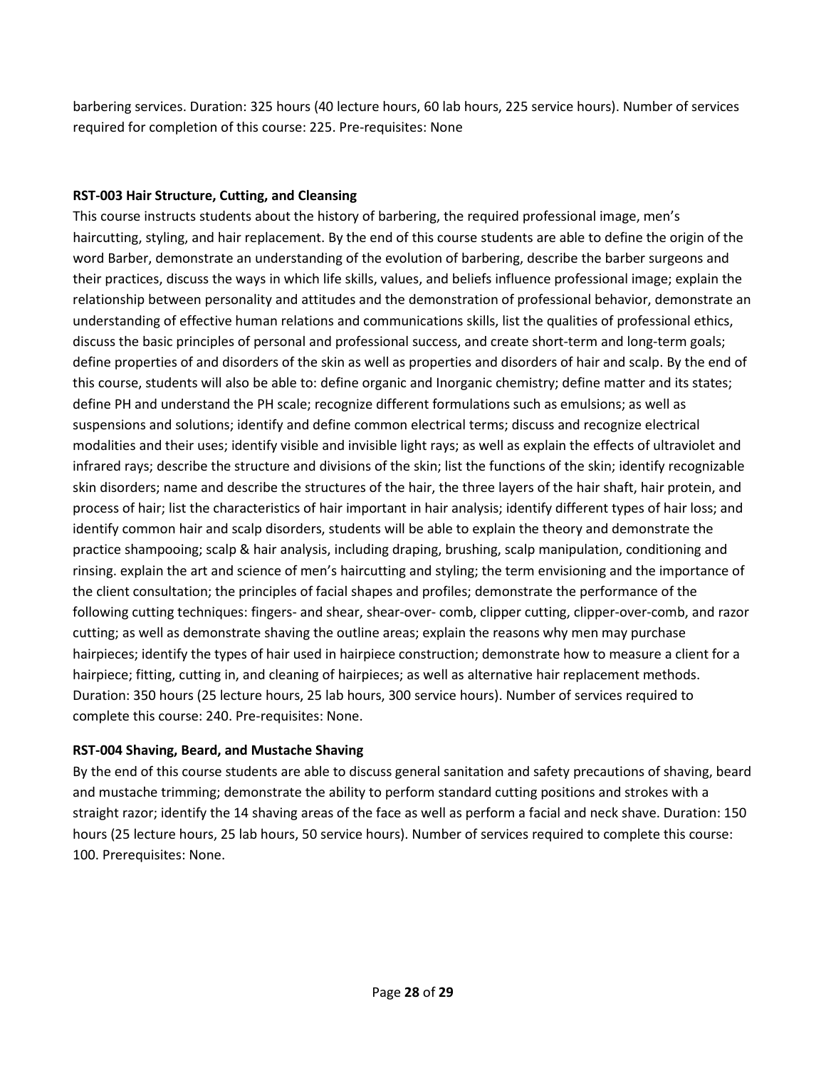barbering services. Duration: 325 hours (40 lecture hours, 60 lab hours, 225 service hours). Number of services required for completion of this course: 225. Pre-requisites: None

**RST-003 Hair Structure, Cutting, and Cleansing**

This course instructs students about the history of barbering, the required professional image, men's haircutting, styling, and hair replacement. By the end of this course students are able to define the origin of the word Barber, demonstrate an understanding of the evolution of barbering, describe the barber surgeons and their practices, discuss the ways in which life skills, values, and beliefs influence professional image; explain the relationship between personality and attitudes and the demonstration of professional behavior, demonstrate an understanding of effective human relations and communications skills, list the qualities of professional ethics, discuss the basic principles of personal and professional success, and create short-term and long-term goals; define properties of and disorders of the skin as well as properties and disorders of hair and scalp. By the end of this course, students will also be able to: define organic and Inorganic chemistry; define matter and its states; define PH and understand the PH scale; recognize different formulations such as emulsions; as well as suspensions and solutions; identify and define common electrical terms; discuss and recognize electrical modalities and their uses; identify visible and invisible light rays; as well as explain the effects of ultraviolet and infrared rays; describe the structure and divisions of the skin; list the functions of the skin; identify recognizable skin disorders; name and describe the structures of the hair, the three layers of the hair shaft, hair protein, and process of hair; list the characteristics of hair important in hair analysis; identify different types of hair loss; and identify common hair and scalp disorders, students will be able to explain the theory and demonstrate the practice shampooing; scalp & hair analysis, including draping, brushing, scalp manipulation, conditioning and rinsing. explain the art and science of men's haircutting and styling; the term envisioning and the importance of the client consultation; the principles of facial shapes and profiles; demonstrate the performance of the following cutting techniques: fingers- and shear, shear-over- comb, clipper cutting, clipper-over-comb, and razor cutting; as well as demonstrate shaving the outline areas; explain the reasons why men may purchase hairpieces; identify the types of hair used in hairpiece construction; demonstrate how to measure a client for a hairpiece; fitting, cutting in, and cleaning of hairpieces; as well as alternative hair replacement methods. Duration: 350 hours (25 lecture hours, 25 lab hours, 300 service hours). Number of services required to complete this course: 240. Pre-requisites: None.

**RST-004 Shaving, Beard, and Mustache Shaving**

By the end of this course students are able to discuss general sanitation and safety precautions of shaving, beard and mustache trimming; demonstrate the ability to perform standard cutting positions and strokes with a straight razor; identify the 14 shaving areas of the face as well as perform a facial and neck shave. Duration: 150 hours (25 lecture hours, 25 lab hours, 50 service hours). Number of services required to complete this course: 100. Prerequisites: None.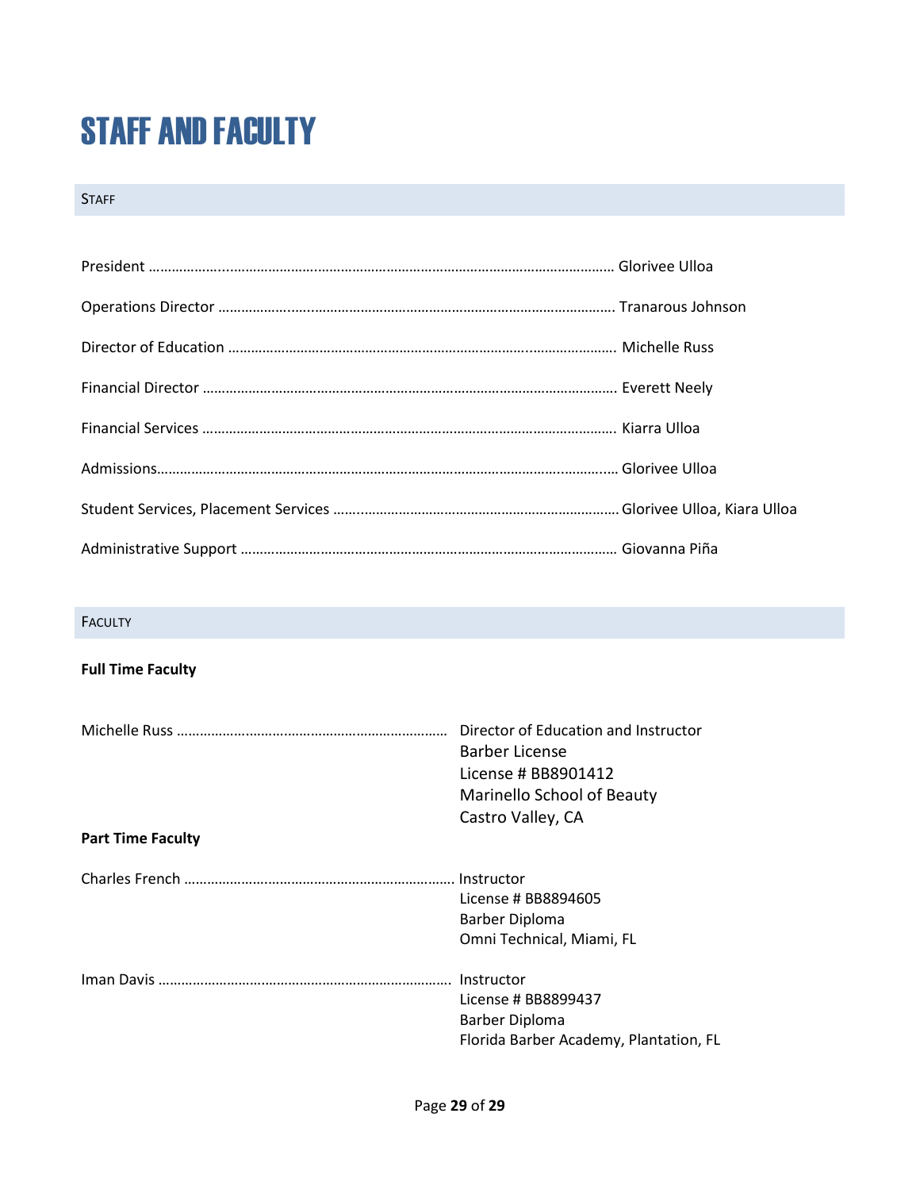# STAFF AND FACULTY

## STAFF

President ………………………………………………………………………………………… Glorivee Ulloa

Operations Director ………………………………………………………………………… Tranarous Johnson

Director of Education ……………………………………………………………………… Michelle Russ

Financial Director …………………………………………………………………………… Everett Neely

Financial Services …………………………………………………………………………… Kiarra Ulloa

Admissions………………………………………………………………………………………… Glorivee Ulloa

Student Services, Placement Services ……………………………………………… Glorivee Ulloa, Kiara Ulloa

Administrative Support …………………………………………………………………… Giovanna Piña

## FACULTY

**Full Time Faculty**

Michelle Russ ……………………………………………………… Director of Education and Instructor
Barber License
License # BB8901412
Marinello School of Beauty
Castro Valley, CA

**Part Time Faculty**

Charles French ……………………………………………………… Instructor
License # BB8894605
Barber Diploma
Omni Technical, Miami, FL

Iman Davis …………………………………………………………… Instructor
License # BB8899437
Barber Diploma
Florida Barber Academy, Plantation, FL